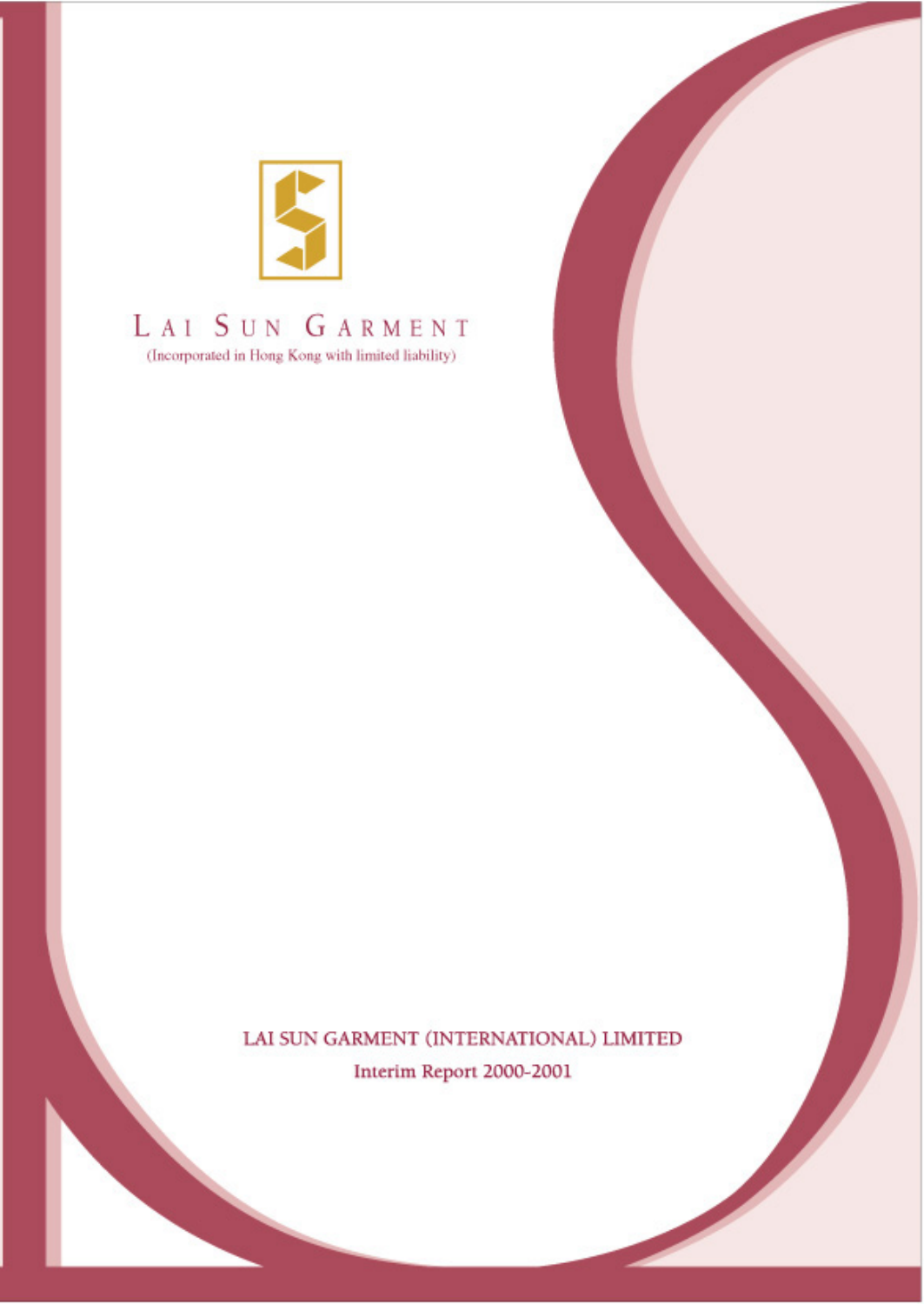LAI SUN GARMENT

(Incorporated in Hong Kong with limited liability)

# LAI SUN GARMENT (INTERNATIONAL) LIMITED

## Interim Report 2000-2001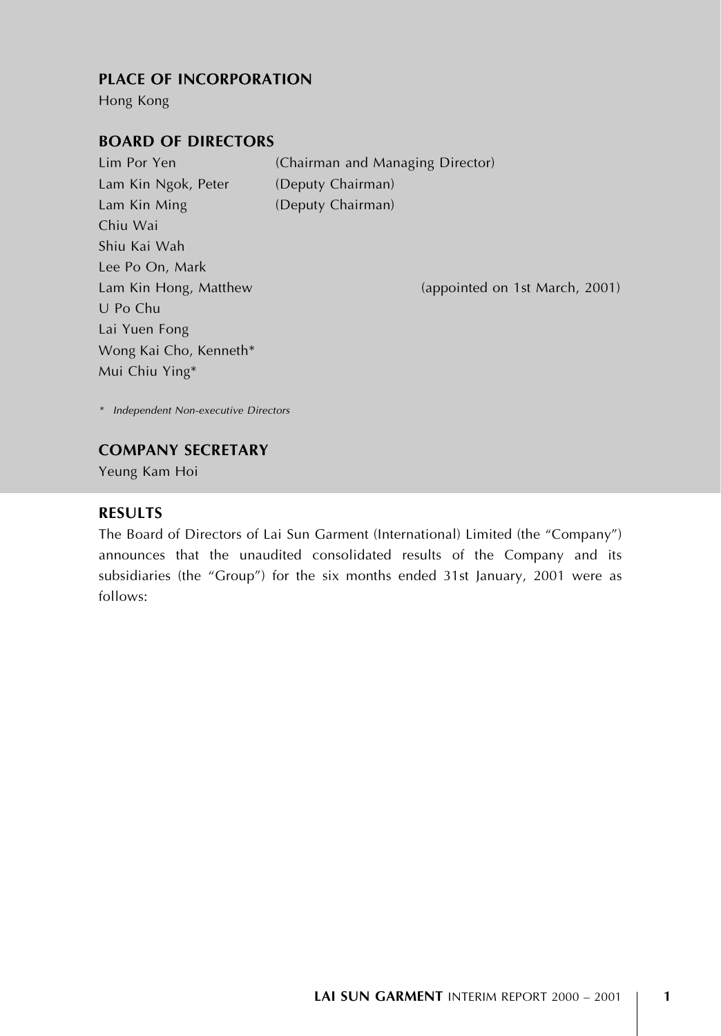## PLACE OF INCORPORATION

Hong Kong

## BOARD OF DIRECTORS

| | | |
|---|---|---|
| Lim Por Yen | (Chairman and Managing Director) | |
| Lam Kin Ngok, Peter | (Deputy Chairman) | |
| Lam Kin Ming | (Deputy Chairman) | |
| Chiu Wai | | |
| Shiu Kai Wah | | |
| Lee Po On, Mark | | |
| Lam Kin Hong, Matthew | | (appointed on 1st March, 2001) |
| U Po Chu | | |
| Lai Yuen Fong | | |
| Wong Kai Cho, Kenneth* | | |
| Mui Chiu Ying* | | |

*\* Independent Non-executive Directors*

## COMPANY SECRETARY

Yeung Kam Hoi

## RESULTS

The Board of Directors of Lai Sun Garment (International) Limited (the "Company") announces that the unaudited consolidated results of the Company and its subsidiaries (the "Group") for the six months ended 31st January, 2001 were as follows: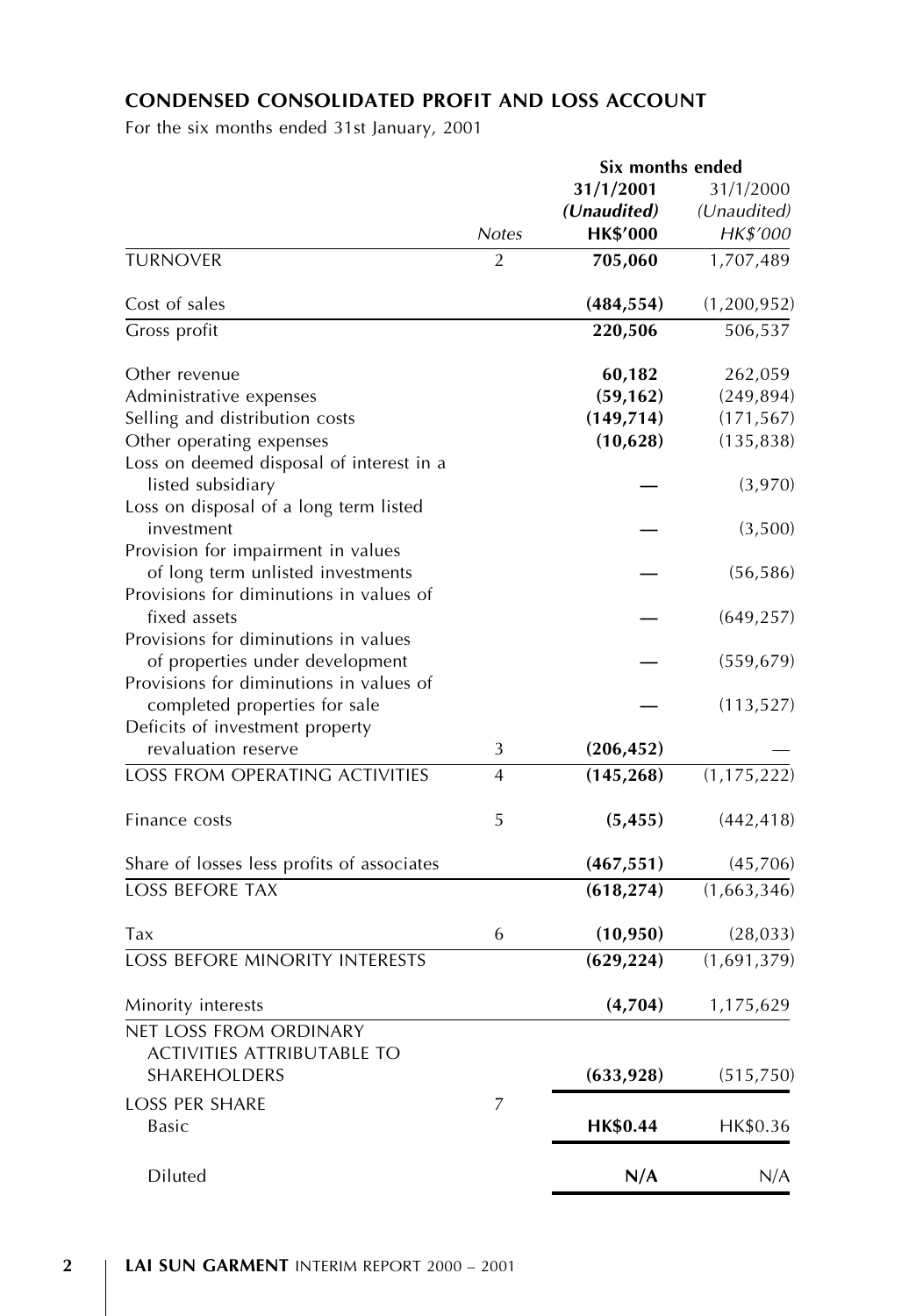## CONDENSED CONSOLIDATED PROFIT AND LOSS ACCOUNT

For the six months ended 31st January, 2001

| | | Six months ended | |
|---|---|---|---|
| | | **31/1/2001** | 31/1/2000 |
| | | ***(Unaudited)*** | *(Unaudited)* |
| | *Notes* | **HK$'000** | *HK$'000* |
| TURNOVER | 2 | **705,060** | 1,707,489 |
| Cost of sales | | **(484,554)** | (1,200,952) |
| Gross profit | | **220,506** | 506,537 |
| Other revenue | | **60,182** | 262,059 |
| Administrative expenses | | **(59,162)** | (249,894) |
| Selling and distribution costs | | **(149,714)** | (171,567) |
| Other operating expenses | | **(10,628)** | (135,838) |
| Loss on deemed disposal of interest in a listed subsidiary | | **—** | (3,970) |
| Loss on disposal of a long term listed investment | | **—** | (3,500) |
| Provision for impairment in values of long term unlisted investments | | **—** | (56,586) |
| Provisions for diminutions in values of fixed assets | | **—** | (649,257) |
| Provisions for diminutions in values of properties under development | | **—** | (559,679) |
| Provisions for diminutions in values of completed properties for sale | | **—** | (113,527) |
| Deficits of investment property revaluation reserve | 3 | **(206,452)** | — |
| LOSS FROM OPERATING ACTIVITIES | 4 | **(145,268)** | (1,175,222) |
| Finance costs | 5 | **(5,455)** | (442,418) |
| Share of losses less profits of associates | | **(467,551)** | (45,706) |
| LOSS BEFORE TAX | | **(618,274)** | (1,663,346) |
| Tax | 6 | **(10,950)** | (28,033) |
| LOSS BEFORE MINORITY INTERESTS | | **(629,224)** | (1,691,379) |
| Minority interests | | **(4,704)** | 1,175,629 |
| NET LOSS FROM ORDINARY ACTIVITIES ATTRIBUTABLE TO SHAREHOLDERS | | **(633,928)** | (515,750) |
| LOSS PER SHARE | 7 | | |
| Basic | | **HK$0.44** | HK$0.36 |
| Diluted | | **N/A** | N/A |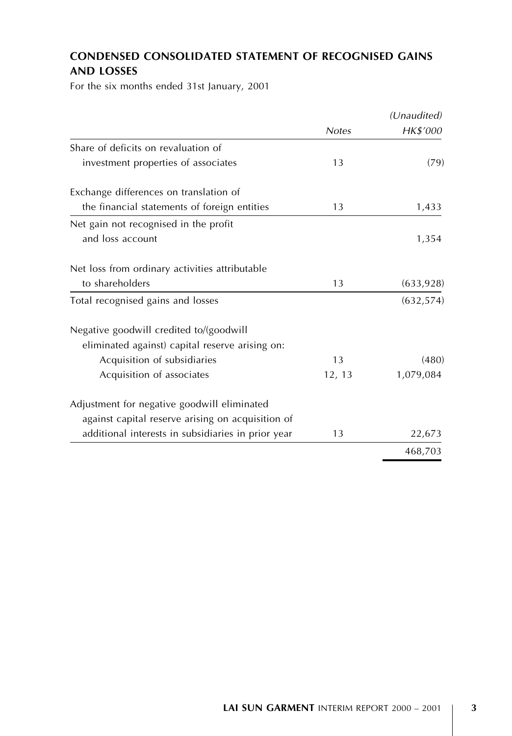## CONDENSED CONSOLIDATED STATEMENT OF RECOGNISED GAINS AND LOSSES

For the six months ended 31st January, 2001

| | *Notes* | *(Unaudited)* *HK$'000* |
|---|---|---|
| Share of deficits on revaluation of investment properties of associates | 13 | (79) |
| Exchange differences on translation of the financial statements of foreign entities | 13 | 1,433 |
| Net gain not recognised in the profit and loss account | | 1,354 |
| Net loss from ordinary activities attributable to shareholders | 13 | (633,928) |
| Total recognised gains and losses | | (632,574) |
| Negative goodwill credited to/(goodwill eliminated against) capital reserve arising on: | | |
| Acquisition of subsidiaries | 13 | (480) |
| Acquisition of associates | 12, 13 | 1,079,084 |
| Adjustment for negative goodwill eliminated against capital reserve arising on acquisition of additional interests in subsidiaries in prior year | 13 | 22,673 |
| | | 468,703 |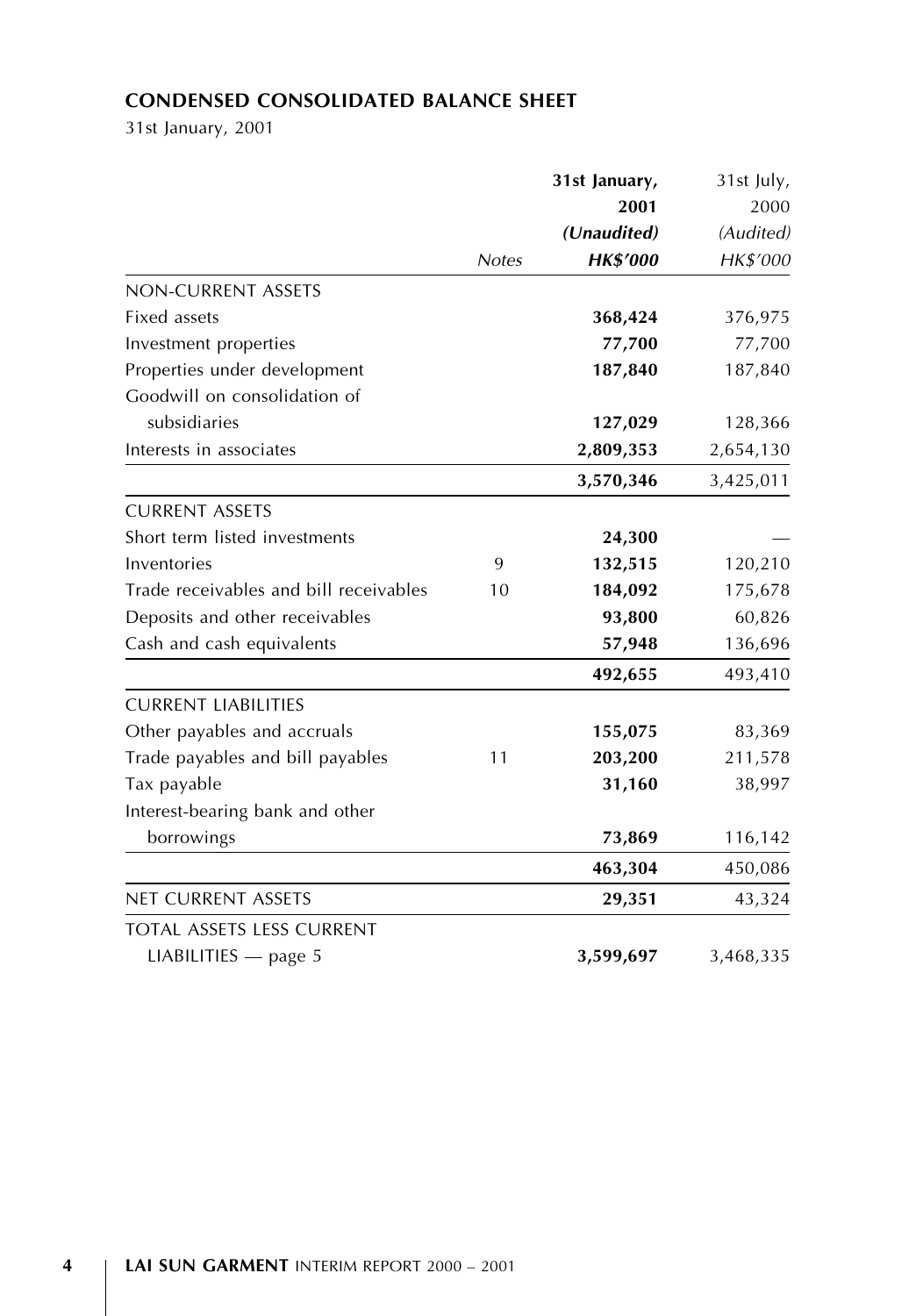## CONDENSED CONSOLIDATED BALANCE SHEET

31st January, 2001

| | Notes | 31st January, 2001 (Unaudited) HK$'000 | 31st July, 2000 (Audited) HK$'000 |
|---|---|---|---|
| NON-CURRENT ASSETS | | | |
| Fixed assets | | **368,424** | 376,975 |
| Investment properties | | **77,700** | 77,700 |
| Properties under development | | **187,840** | 187,840 |
| Goodwill on consolidation of subsidiaries | | **127,029** | 128,366 |
| Interests in associates | | **2,809,353** | 2,654,130 |
| | | **3,570,346** | 3,425,011 |
| CURRENT ASSETS | | | |
| Short term listed investments | | **24,300** | — |
| Inventories | 9 | **132,515** | 120,210 |
| Trade receivables and bill receivables | 10 | **184,092** | 175,678 |
| Deposits and other receivables | | **93,800** | 60,826 |
| Cash and cash equivalents | | **57,948** | 136,696 |
| | | **492,655** | 493,410 |
| CURRENT LIABILITIES | | | |
| Other payables and accruals | | **155,075** | 83,369 |
| Trade payables and bill payables | 11 | **203,200** | 211,578 |
| Tax payable | | **31,160** | 38,997 |
| Interest-bearing bank and other borrowings | | **73,869** | 116,142 |
| | | **463,304** | 450,086 |
| NET CURRENT ASSETS | | **29,351** | 43,324 |
| TOTAL ASSETS LESS CURRENT LIABILITIES — page 5 | | **3,599,697** | 3,468,335 |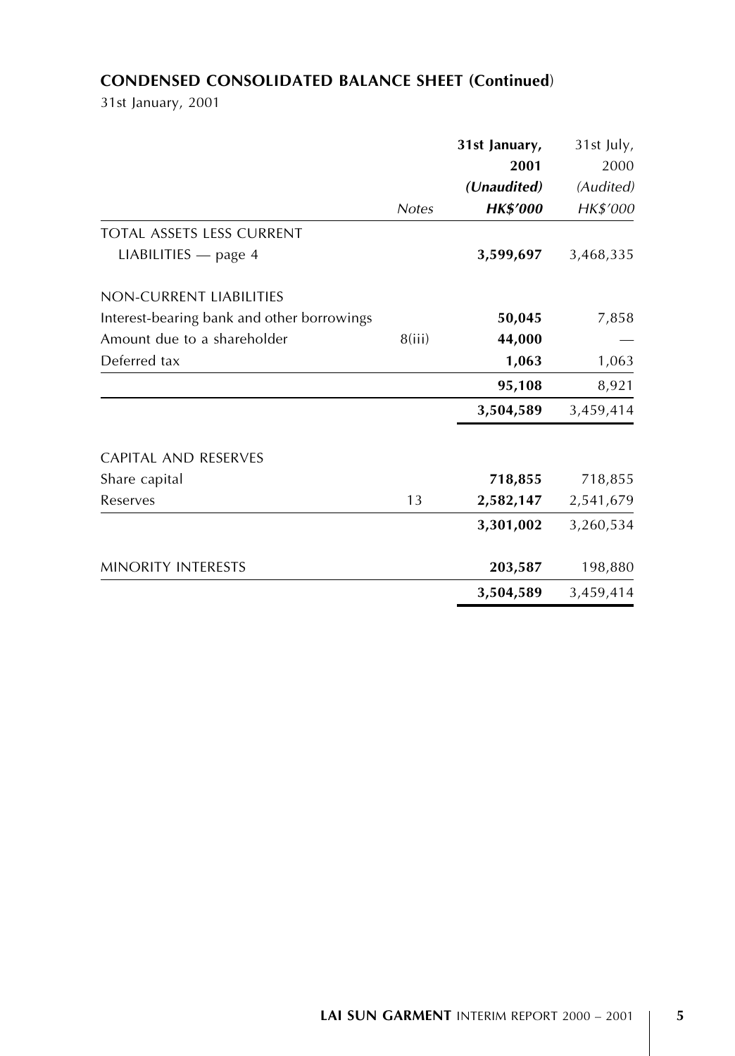## CONDENSED CONSOLIDATED BALANCE SHEET (Continued)

31st January, 2001

| | Notes | 31st January, 2001 (Unaudited) HK$'000 | 31st July, 2000 (Audited) HK$'000 |
|---|---|---|---|
| TOTAL ASSETS LESS CURRENT LIABILITIES — page 4 | | **3,599,697** | 3,468,335 |
| NON-CURRENT LIABILITIES | | | |
| Interest-bearing bank and other borrowings | | **50,045** | 7,858 |
| Amount due to a shareholder | 8(iii) | **44,000** | — |
| Deferred tax | | **1,063** | 1,063 |
| | | **95,108** | 8,921 |
| | | **3,504,589** | 3,459,414 |
| CAPITAL AND RESERVES | | | |
| Share capital | | **718,855** | 718,855 |
| Reserves | 13 | **2,582,147** | 2,541,679 |
| | | **3,301,002** | 3,260,534 |
| MINORITY INTERESTS | | **203,587** | 198,880 |
| | | **3,504,589** | 3,459,414 |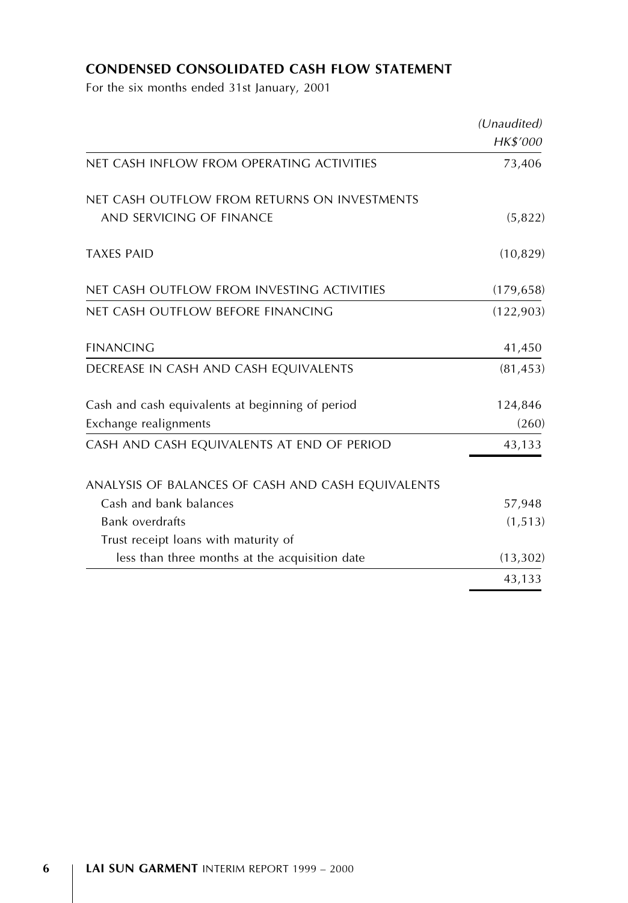## CONDENSED CONSOLIDATED CASH FLOW STATEMENT

For the six months ended 31st January, 2001

| | *(Unaudited)* *HK$'000* |
|---|---|
| NET CASH INFLOW FROM OPERATING ACTIVITIES | 73,406 |
| NET CASH OUTFLOW FROM RETURNS ON INVESTMENTS AND SERVICING OF FINANCE | (5,822) |
| TAXES PAID | (10,829) |
| NET CASH OUTFLOW FROM INVESTING ACTIVITIES | (179,658) |
| NET CASH OUTFLOW BEFORE FINANCING | (122,903) |
| FINANCING | 41,450 |
| DECREASE IN CASH AND CASH EQUIVALENTS | (81,453) |
| Cash and cash equivalents at beginning of period | 124,846 |
| Exchange realignments | (260) |
| CASH AND CASH EQUIVALENTS AT END OF PERIOD | 43,133 |
| ANALYSIS OF BALANCES OF CASH AND CASH EQUIVALENTS | |
| Cash and bank balances | 57,948 |
| Bank overdrafts | (1,513) |
| Trust receipt loans with maturity of less than three months at the acquisition date | (13,302) |
| | 43,133 |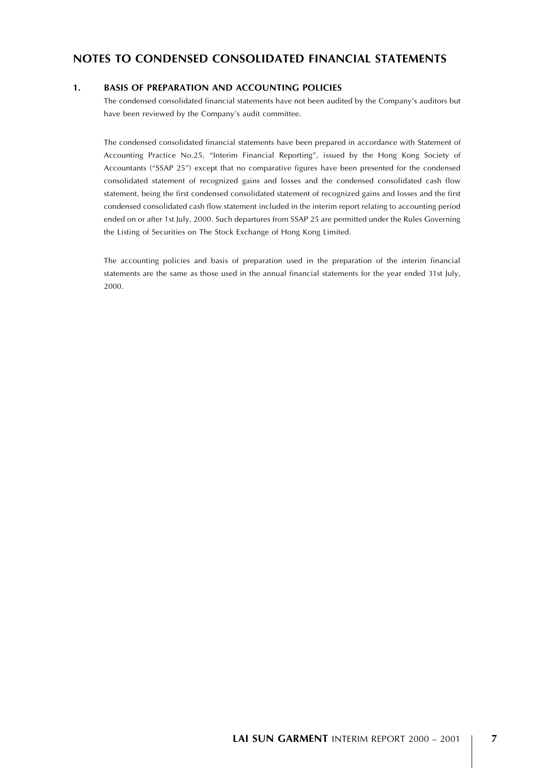# NOTES TO CONDENSED CONSOLIDATED FINANCIAL STATEMENTS

## 1. BASIS OF PREPARATION AND ACCOUNTING POLICIES

The condensed consolidated financial statements have not been audited by the Company's auditors but have been reviewed by the Company's audit committee.

The condensed consolidated financial statements have been prepared in accordance with Statement of Accounting Practice No.25, "Interim Financial Reporting", issued by the Hong Kong Society of Accountants ("SSAP 25") except that no comparative figures have been presented for the condensed consolidated statement of recognized gains and losses and the condensed consolidated cash flow statement, being the first condensed consolidated statement of recognized gains and losses and the first condensed consolidated cash flow statement included in the interim report relating to accounting period ended on or after 1st July, 2000. Such departures from SSAP 25 are permitted under the Rules Governing the Listing of Securities on The Stock Exchange of Hong Kong Limited.

The accounting policies and basis of preparation used in the preparation of the interim financial statements are the same as those used in the annual financial statements for the year ended 31st July, 2000.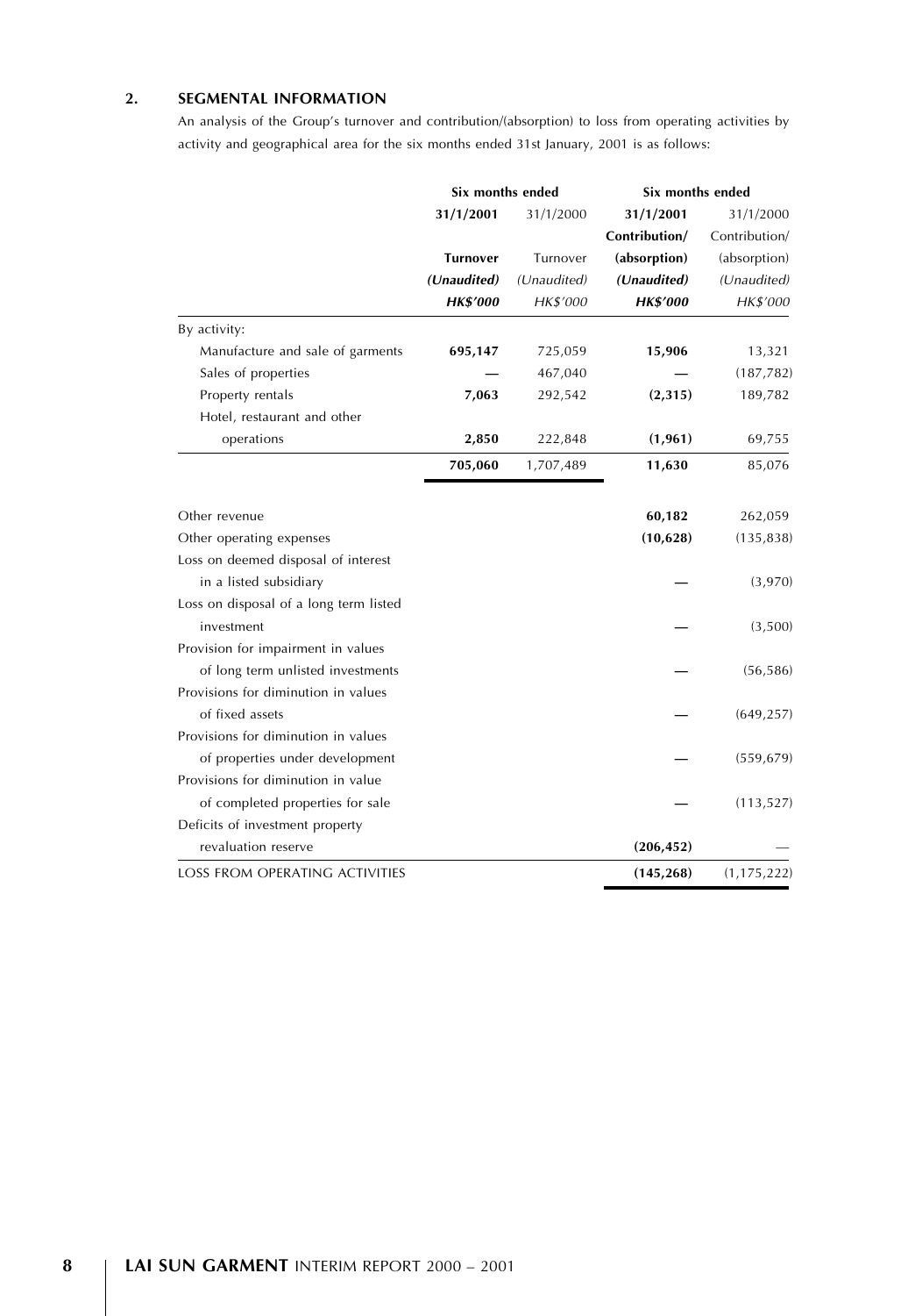## 2. SEGMENTAL INFORMATION

An analysis of the Group's turnover and contribution/(absorption) to loss from operating activities by activity and geographical area for the six months ended 31st January, 2001 is as follows:

| | Six months ended | | Six months ended | |
|---|---|---|---|---|
| | **31/1/2001** | 31/1/2000 | **31/1/2001** | 31/1/2000 |
| | | | **Contribution/** | Contribution/ |
| | **Turnover** | Turnover | **(absorption)** | (absorption) |
| | ***(Unaudited)*** | *(Unaudited)* | ***(Unaudited)*** | *(Unaudited)* |
| | ***HK$'000*** | *HK$'000* | ***HK$'000*** | *HK$'000* |
| By activity: | | | | |
| Manufacture and sale of garments | **695,147** | 725,059 | **15,906** | 13,321 |
| Sales of properties | **—** | 467,040 | **—** | (187,782) |
| Property rentals | **7,063** | 292,542 | **(2,315)** | 189,782 |
| Hotel, restaurant and other operations | **2,850** | 222,848 | **(1,961)** | 69,755 |
| | **705,060** | 1,707,489 | **11,630** | 85,076 |
| Other revenue | | | **60,182** | 262,059 |
| Other operating expenses | | | **(10,628)** | (135,838) |
| Loss on deemed disposal of interest in a listed subsidiary | | | **—** | (3,970) |
| Loss on disposal of a long term listed investment | | | **—** | (3,500) |
| Provision for impairment in values of long term unlisted investments | | | **—** | (56,586) |
| Provisions for diminution in values of fixed assets | | | **—** | (649,257) |
| Provisions for diminution in values of properties under development | | | **—** | (559,679) |
| Provisions for diminution in value of completed properties for sale | | | **—** | (113,527) |
| Deficits of investment property revaluation reserve | | | **(206,452)** | — |
| LOSS FROM OPERATING ACTIVITIES | | | **(145,268)** | (1,175,222) |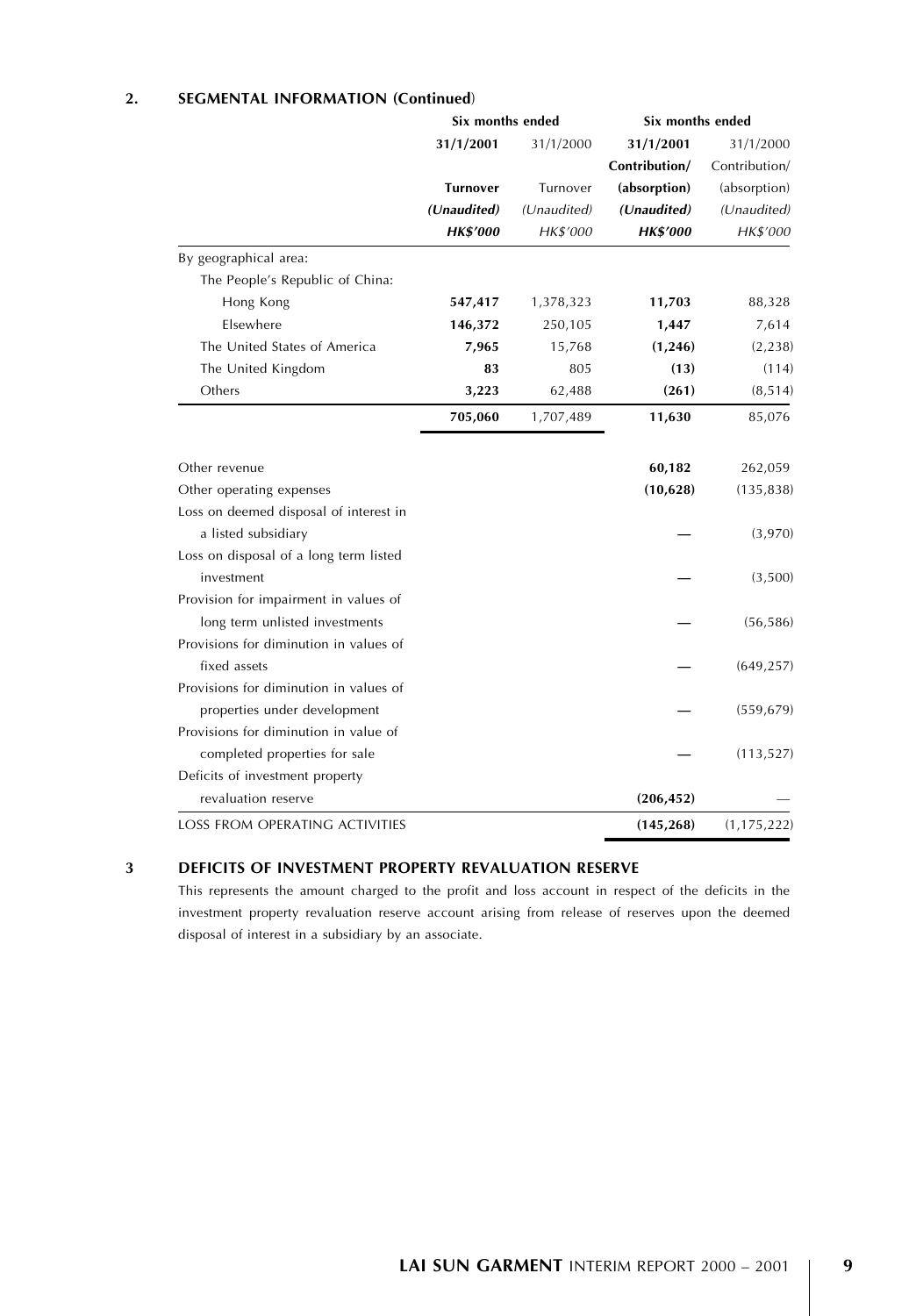## 2. SEGMENTAL INFORMATION (Continued)

| | Six months ended | | Six months ended | |
|---|---|---|---|---|
| | **31/1/2001** | 31/1/2000 | **31/1/2001** | 31/1/2000 |
| | | | **Contribution/** | Contribution/ |
| | **Turnover** | Turnover | **(absorption)** | (absorption) |
| | ***(Unaudited)*** | *(Unaudited)* | ***(Unaudited)*** | *(Unaudited)* |
| | ***HK$'000*** | *HK$'000* | ***HK$'000*** | *HK$'000* |
| By geographical area: | | | | |
| The People's Republic of China: | | | | |
| Hong Kong | **547,417** | 1,378,323 | **11,703** | 88,328 |
| Elsewhere | **146,372** | 250,105 | **1,447** | 7,614 |
| The United States of America | **7,965** | 15,768 | **(1,246)** | (2,238) |
| The United Kingdom | **83** | 805 | **(13)** | (114) |
| Others | **3,223** | 62,488 | **(261)** | (8,514) |
| | **705,060** | 1,707,489 | **11,630** | 85,076 |
| Other revenue | | | **60,182** | 262,059 |
| Other operating expenses | | | **(10,628)** | (135,838) |
| Loss on deemed disposal of interest in a listed subsidiary | | | **—** | (3,970) |
| Loss on disposal of a long term listed investment | | | **—** | (3,500) |
| Provision for impairment in values of long term unlisted investments | | | **—** | (56,586) |
| Provisions for diminution in values of fixed assets | | | **—** | (649,257) |
| Provisions for diminution in values of properties under development | | | **—** | (559,679) |
| Provisions for diminution in value of completed properties for sale | | | **—** | (113,527) |
| Deficits of investment property revaluation reserve | | | **(206,452)** | — |
| LOSS FROM OPERATING ACTIVITIES | | | **(145,268)** | (1,175,222) |

## 3 DEFICITS OF INVESTMENT PROPERTY REVALUATION RESERVE

This represents the amount charged to the profit and loss account in respect of the deficits in the investment property revaluation reserve account arising from release of reserves upon the deemed disposal of interest in a subsidiary by an associate.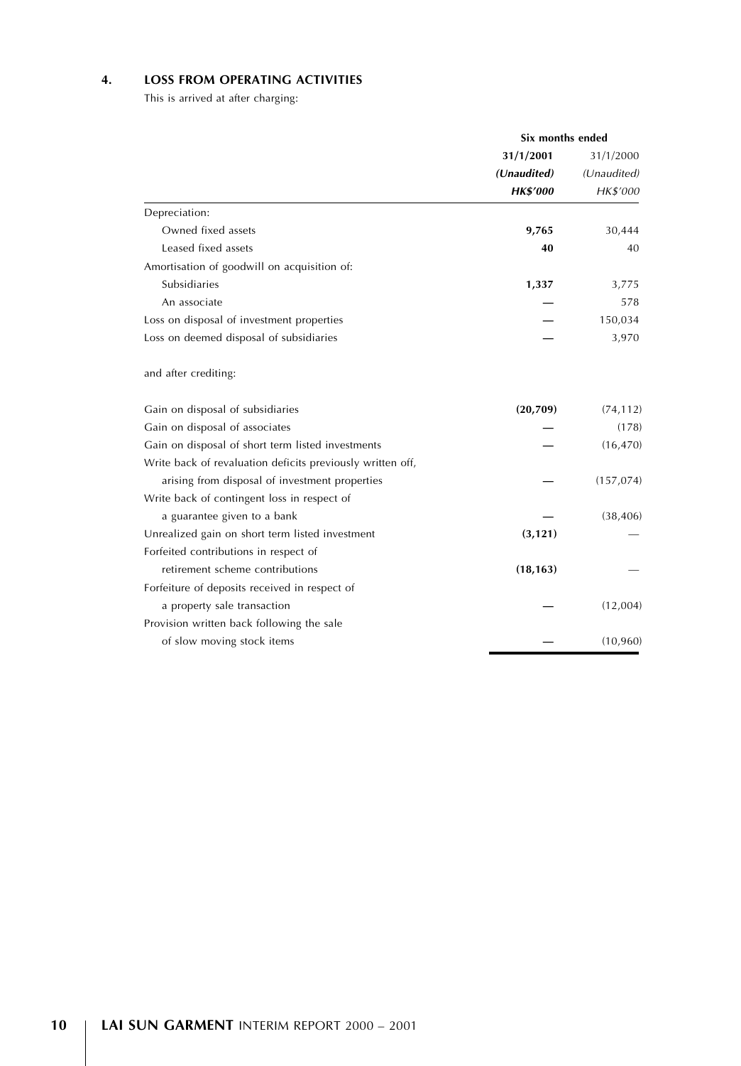## 4. LOSS FROM OPERATING ACTIVITIES

This is arrived at after charging:

| | Six months ended | |
|---|---|---|
| | **31/1/2001** | 31/1/2000 |
| | ***(Unaudited)*** | *(Unaudited)* |
| | ***HK$'000*** | *HK$'000* |
| Depreciation: | | |
| Owned fixed assets | **9,765** | 30,444 |
| Leased fixed assets | **40** | 40 |
| Amortisation of goodwill on acquisition of: | | |
| Subsidiaries | **1,337** | 3,775 |
| An associate | **—** | 578 |
| Loss on disposal of investment properties | **—** | 150,034 |
| Loss on deemed disposal of subsidiaries | **—** | 3,970 |
| and after crediting: | | |
| Gain on disposal of subsidiaries | **(20,709)** | (74,112) |
| Gain on disposal of associates | **—** | (178) |
| Gain on disposal of short term listed investments | **—** | (16,470) |
| Write back of revaluation deficits previously written off, arising from disposal of investment properties | **—** | (157,074) |
| Write back of contingent loss in respect of a guarantee given to a bank | **—** | (38,406) |
| Unrealized gain on short term listed investment | **(3,121)** | — |
| Forfeited contributions in respect of retirement scheme contributions | **(18,163)** | — |
| Forfeiture of deposits received in respect of a property sale transaction | **—** | (12,004) |
| Provision written back following the sale of slow moving stock items | **—** | (10,960) |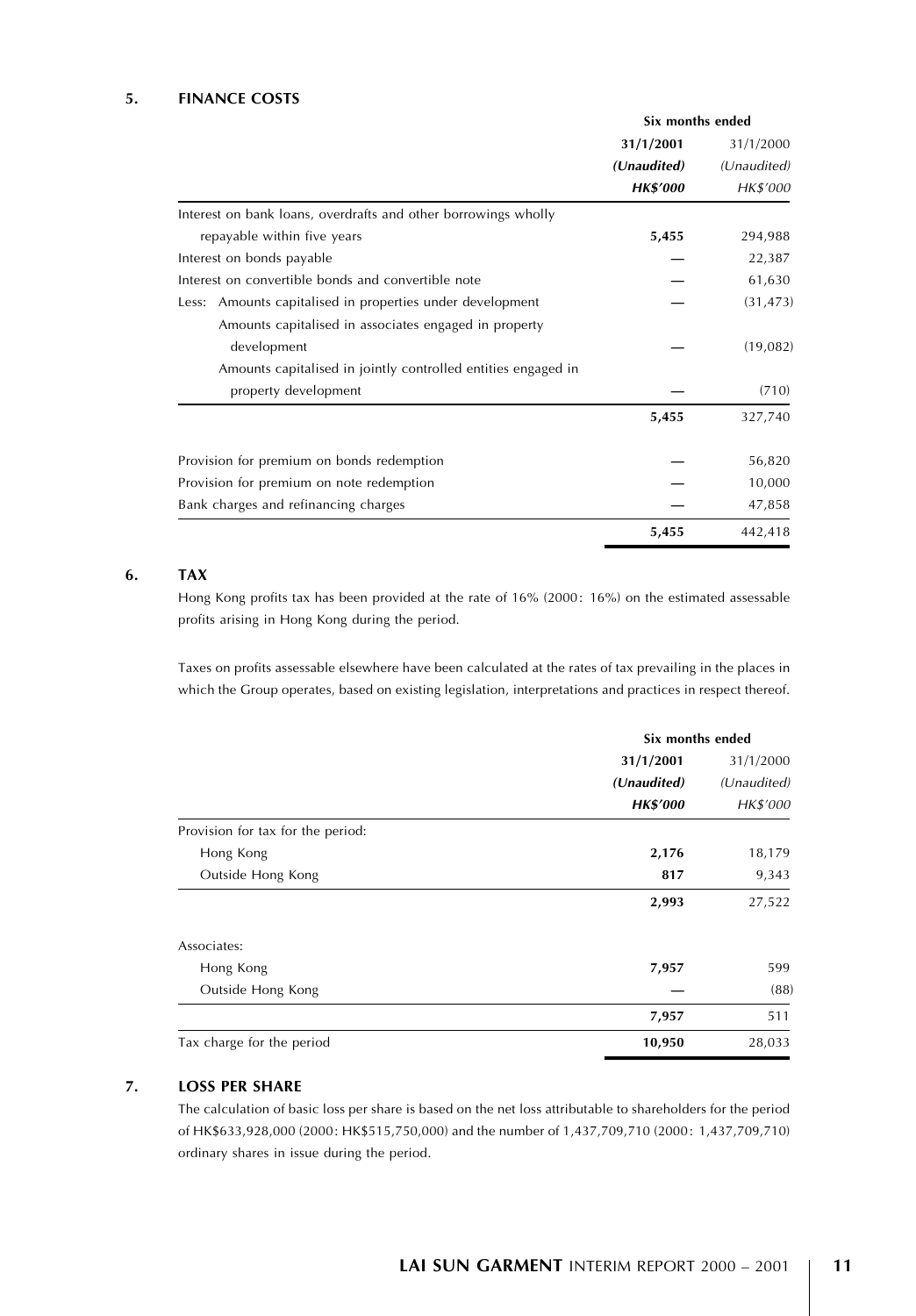## 5. FINANCE COSTS

| | Six months ended | |
|---|---|---|
| | **31/1/2001** | 31/1/2000 |
| | ***(Unaudited)*** | *(Unaudited)* |
| | ***HK$'000*** | *HK$'000* |
| Interest on bank loans, overdrafts and other borrowings wholly repayable within five years | **5,455** | 294,988 |
| Interest on bonds payable | **—** | 22,387 |
| Interest on convertible bonds and convertible note | **—** | 61,630 |
| Less: Amounts capitalised in properties under development | **—** | (31,473) |
| Amounts capitalised in associates engaged in property development | **—** | (19,082) |
| Amounts capitalised in jointly controlled entities engaged in property development | **—** | (710) |
| | **5,455** | 327,740 |
| Provision for premium on bonds redemption | **—** | 56,820 |
| Provision for premium on note redemption | **—** | 10,000 |
| Bank charges and refinancing charges | **—** | 47,858 |
| | **5,455** | 442,418 |

## 6. TAX

Hong Kong profits tax has been provided at the rate of 16% (2000: 16%) on the estimated assessable profits arising in Hong Kong during the period.

Taxes on profits assessable elsewhere have been calculated at the rates of tax prevailing in the places in which the Group operates, based on existing legislation, interpretations and practices in respect thereof.

| | Six months ended | |
|---|---|---|
| | **31/1/2001** | 31/1/2000 |
| | ***(Unaudited)*** | *(Unaudited)* |
| | ***HK$'000*** | *HK$'000* |
| Provision for tax for the period: | | |
| Hong Kong | **2,176** | 18,179 |
| Outside Hong Kong | **817** | 9,343 |
| | **2,993** | 27,522 |
| Associates: | | |
| Hong Kong | **7,957** | 599 |
| Outside Hong Kong | **—** | (88) |
| | **7,957** | 511 |
| Tax charge for the period | **10,950** | 28,033 |

## 7. LOSS PER SHARE

The calculation of basic loss per share is based on the net loss attributable to shareholders for the period of HK$633,928,000 (2000: HK$515,750,000) and the number of 1,437,709,710 (2000: 1,437,709,710) ordinary shares in issue during the period.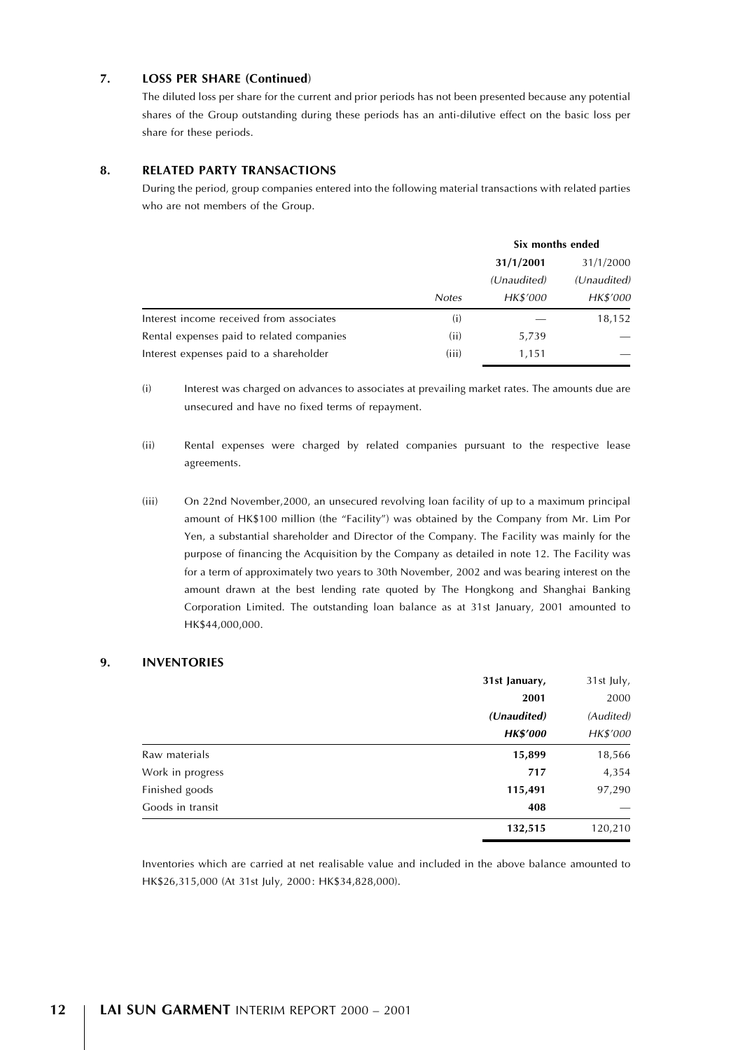## 7. LOSS PER SHARE (Continued)

The diluted loss per share for the current and prior periods has not been presented because any potential shares of the Group outstanding during these periods has an anti-dilutive effect on the basic loss per share for these periods.

## 8. RELATED PARTY TRANSACTIONS

During the period, group companies entered into the following material transactions with related parties who are not members of the Group.

| | | Six months ended | |
|---|---|---|---|
| | | **31/1/2001** | 31/1/2000 |
| | | *(Unaudited)* | *(Unaudited)* |
| | *Notes* | *HK$'000* | *HK$'000* |
| Interest income received from associates | (i) | — | 18,152 |
| Rental expenses paid to related companies | (ii) | 5,739 | — |
| Interest expenses paid to a shareholder | (iii) | 1,151 | — |

(i) Interest was charged on advances to associates at prevailing market rates. The amounts due are unsecured and have no fixed terms of repayment.

(ii) Rental expenses were charged by related companies pursuant to the respective lease agreements.

(iii) On 22nd November,2000, an unsecured revolving loan facility of up to a maximum principal amount of HK$100 million (the "Facility") was obtained by the Company from Mr. Lim Por Yen, a substantial shareholder and Director of the Company. The Facility was mainly for the purpose of financing the Acquisition by the Company as detailed in note 12. The Facility was for a term of approximately two years to 30th November, 2002 and was bearing interest on the amount drawn at the best lending rate quoted by The Hongkong and Shanghai Banking Corporation Limited. The outstanding loan balance as at 31st January, 2001 amounted to HK$44,000,000.

## 9. INVENTORIES

| | **31st January, 2001** | 31st July, 2000 |
|---|---|---|
| | ***(Unaudited)*** | *(Audited)* |
| | ***HK$'000*** | *HK$'000* |
| Raw materials | **15,899** | 18,566 |
| Work in progress | **717** | 4,354 |
| Finished goods | **115,491** | 97,290 |
| Goods in transit | **408** | — |
| | **132,515** | 120,210 |

Inventories which are carried at net realisable value and included in the above balance amounted to HK$26,315,000 (At 31st July, 2000: HK$34,828,000).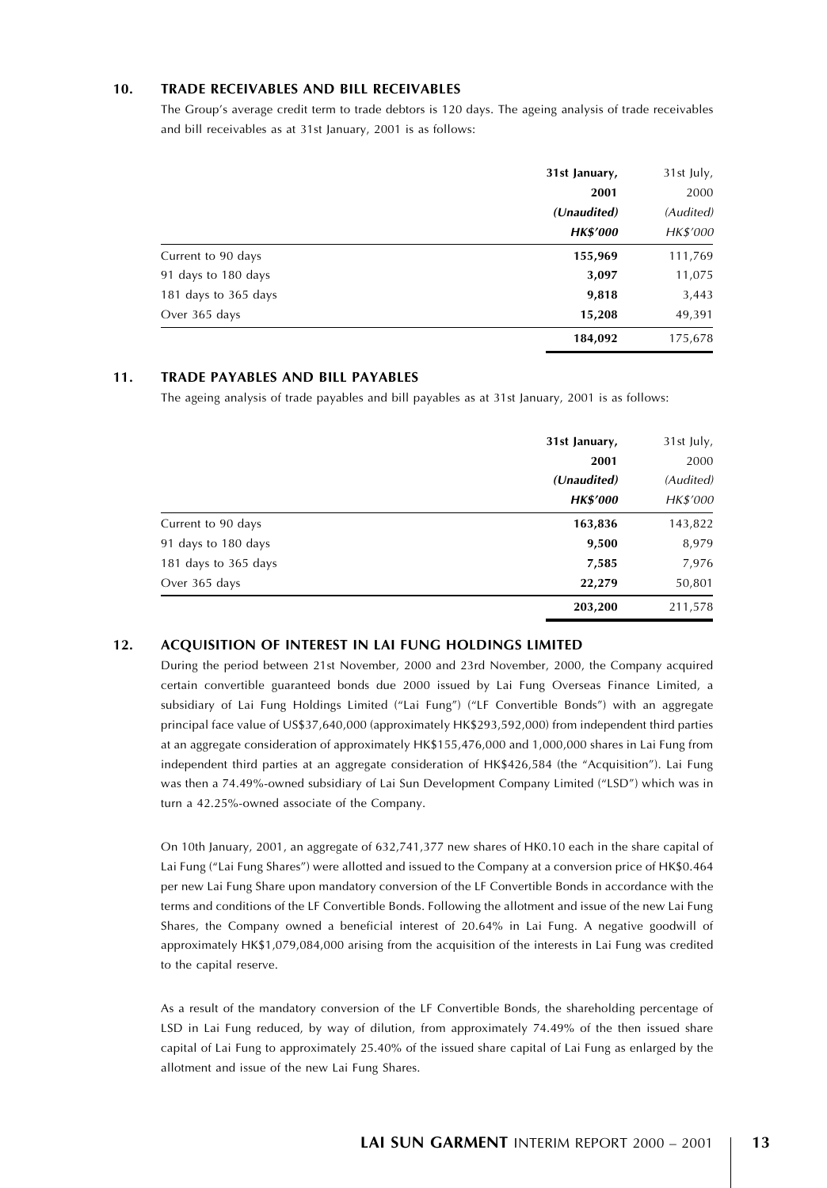## 10. TRADE RECEIVABLES AND BILL RECEIVABLES

The Group's average credit term to trade debtors is 120 days. The ageing analysis of trade receivables and bill receivables as at 31st January, 2001 is as follows:

| | **31st January, 2001** | 31st July, 2000 |
|---|---|---|
| | ***(Unaudited)*** | *(Audited)* |
| | ***HK$'000*** | *HK$'000* |
| Current to 90 days | **155,969** | 111,769 |
| 91 days to 180 days | **3,097** | 11,075 |
| 181 days to 365 days | **9,818** | 3,443 |
| Over 365 days | **15,208** | 49,391 |
| | **184,092** | 175,678 |

## 11. TRADE PAYABLES AND BILL PAYABLES

The ageing analysis of trade payables and bill payables as at 31st January, 2001 is as follows:

| | **31st January, 2001** | 31st July, 2000 |
|---|---|---|
| | ***(Unaudited)*** | *(Audited)* |
| | ***HK$'000*** | *HK$'000* |
| Current to 90 days | **163,836** | 143,822 |
| 91 days to 180 days | **9,500** | 8,979 |
| 181 days to 365 days | **7,585** | 7,976 |
| Over 365 days | **22,279** | 50,801 |
| | **203,200** | 211,578 |

## 12. ACQUISITION OF INTEREST IN LAI FUNG HOLDINGS LIMITED

During the period between 21st November, 2000 and 23rd November, 2000, the Company acquired certain convertible guaranteed bonds due 2000 issued by Lai Fung Overseas Finance Limited, a subsidiary of Lai Fung Holdings Limited ("Lai Fung") ("LF Convertible Bonds") with an aggregate principal face value of US$37,640,000 (approximately HK$293,592,000) from independent third parties at an aggregate consideration of approximately HK$155,476,000 and 1,000,000 shares in Lai Fung from independent third parties at an aggregate consideration of HK$426,584 (the "Acquisition"). Lai Fung was then a 74.49%-owned subsidiary of Lai Sun Development Company Limited ("LSD") which was in turn a 42.25%-owned associate of the Company.

On 10th January, 2001, an aggregate of 632,741,377 new shares of HK0.10 each in the share capital of Lai Fung ("Lai Fung Shares") were allotted and issued to the Company at a conversion price of HK$0.464 per new Lai Fung Share upon mandatory conversion of the LF Convertible Bonds in accordance with the terms and conditions of the LF Convertible Bonds. Following the allotment and issue of the new Lai Fung Shares, the Company owned a beneficial interest of 20.64% in Lai Fung. A negative goodwill of approximately HK$1,079,084,000 arising from the acquisition of the interests in Lai Fung was credited to the capital reserve.

As a result of the mandatory conversion of the LF Convertible Bonds, the shareholding percentage of LSD in Lai Fung reduced, by way of dilution, from approximately 74.49% of the then issued share capital of Lai Fung to approximately 25.40% of the issued share capital of Lai Fung as enlarged by the allotment and issue of the new Lai Fung Shares.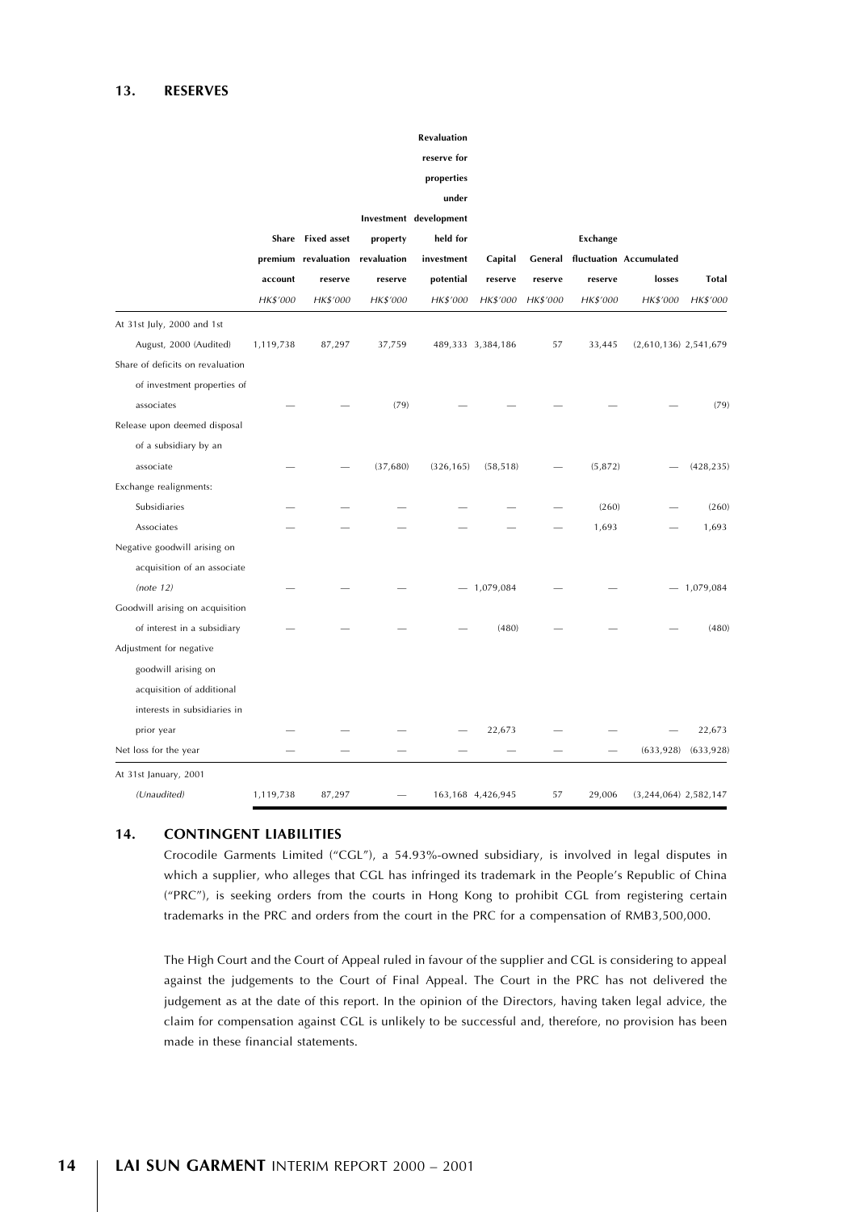## 13. RESERVES

| | Share premium account | Fixed asset revaluation reserve | Investment property revaluation reserve | Revaluation reserve for properties under development held for investment potential | Capital reserve | General reserve | Exchange fluctuation reserve | Accumulated losses | Total |
|---|---|---|---|---|---|---|---|---|---|
| | *HK$'000* | *HK$'000* | *HK$'000* | *HK$'000* | *HK$'000* | *HK$'000* | *HK$'000* | *HK$'000* | *HK$'000* |
| At 31st July, 2000 and 1st August, 2000 (Audited) | 1,119,738 | 87,297 | 37,759 | 489,333 | 3,384,186 | 57 | 33,445 | (2,610,136) | 2,541,679 |
| Share of deficits on revaluation of investment properties of associates | — | — | (79) | — | — | — | — | — | (79) |
| Release upon deemed disposal of a subsidiary by an associate | — | — | (37,680) | (326,165) | (58,518) | — | (5,872) | — | (428,235) |
| Exchange realignments: | | | | | | | | | |
| Subsidiaries | — | — | — | — | — | — | (260) | — | (260) |
| Associates | — | — | — | — | — | — | 1,693 | — | 1,693 |
| Negative goodwill arising on acquisition of an associate *(note 12)* | — | — | — | — | 1,079,084 | — | — | — | 1,079,084 |
| Goodwill arising on acquisition of interest in a subsidiary | — | — | — | — | (480) | — | — | — | (480) |
| Adjustment for negative goodwill arising on acquisition of additional interests in subsidiaries in prior year | — | — | — | — | 22,673 | — | — | — | 22,673 |
| Net loss for the year | — | — | — | — | — | — | — | (633,928) | (633,928) |
| At 31st January, 2001 *(Unaudited)* | 1,119,738 | 87,297 | — | 163,168 | 4,426,945 | 57 | 29,006 | (3,244,064) | 2,582,147 |

## 14. CONTINGENT LIABILITIES

Crocodile Garments Limited ("CGL"), a 54.93%-owned subsidiary, is involved in legal disputes in which a supplier, who alleges that CGL has infringed its trademark in the People's Republic of China ("PRC"), is seeking orders from the courts in Hong Kong to prohibit CGL from registering certain trademarks in the PRC and orders from the court in the PRC for a compensation of RMB3,500,000.

The High Court and the Court of Appeal ruled in favour of the supplier and CGL is considering to appeal against the judgements to the Court of Final Appeal. The Court in the PRC has not delivered the judgement as at the date of this report. In the opinion of the Directors, having taken legal advice, the claim for compensation against CGL is unlikely to be successful and, therefore, no provision has been made in these financial statements.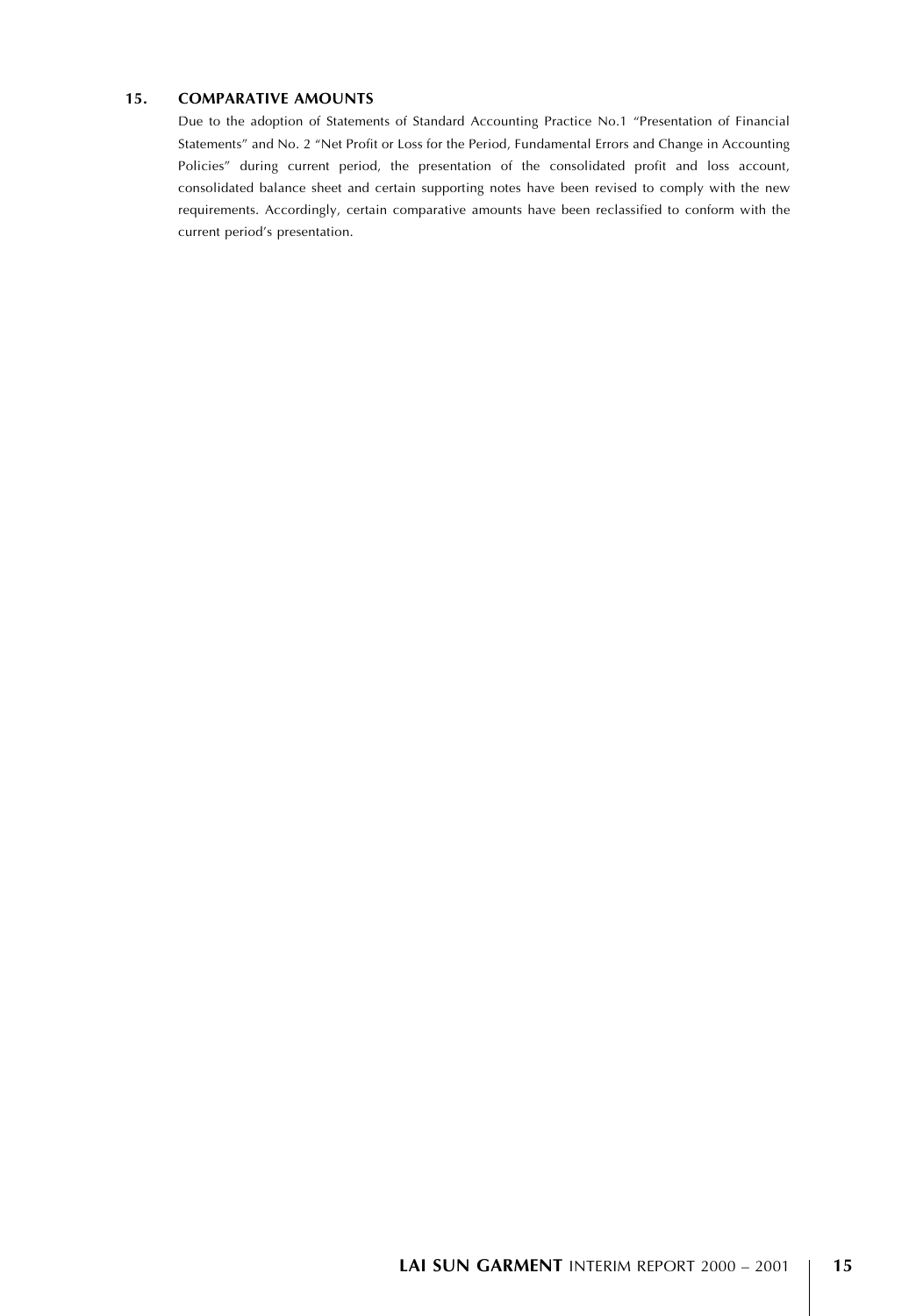## 15. COMPARATIVE AMOUNTS

Due to the adoption of Statements of Standard Accounting Practice No.1 "Presentation of Financial Statements" and No. 2 "Net Profit or Loss for the Period, Fundamental Errors and Change in Accounting Policies" during current period, the presentation of the consolidated profit and loss account, consolidated balance sheet and certain supporting notes have been revised to comply with the new requirements. Accordingly, certain comparative amounts have been reclassified to conform with the current period's presentation.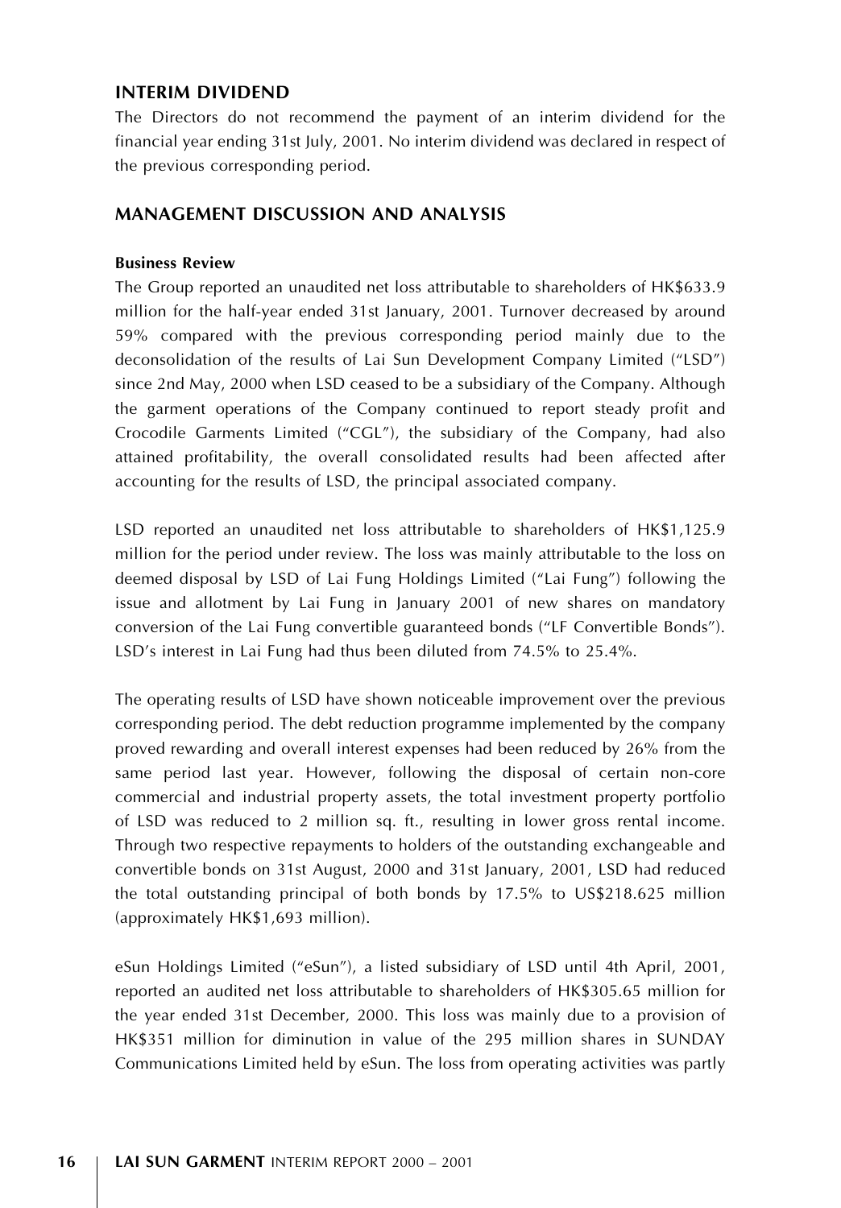## INTERIM DIVIDEND

The Directors do not recommend the payment of an interim dividend for the financial year ending 31st July, 2001. No interim dividend was declared in respect of the previous corresponding period.

## MANAGEMENT DISCUSSION AND ANALYSIS

### Business Review

The Group reported an unaudited net loss attributable to shareholders of HK$633.9 million for the half-year ended 31st January, 2001. Turnover decreased by around 59% compared with the previous corresponding period mainly due to the deconsolidation of the results of Lai Sun Development Company Limited ("LSD") since 2nd May, 2000 when LSD ceased to be a subsidiary of the Company. Although the garment operations of the Company continued to report steady profit and Crocodile Garments Limited ("CGL"), the subsidiary of the Company, had also attained profitability, the overall consolidated results had been affected after accounting for the results of LSD, the principal associated company.

LSD reported an unaudited net loss attributable to shareholders of HK$1,125.9 million for the period under review. The loss was mainly attributable to the loss on deemed disposal by LSD of Lai Fung Holdings Limited ("Lai Fung") following the issue and allotment by Lai Fung in January 2001 of new shares on mandatory conversion of the Lai Fung convertible guaranteed bonds ("LF Convertible Bonds"). LSD's interest in Lai Fung had thus been diluted from 74.5% to 25.4%.

The operating results of LSD have shown noticeable improvement over the previous corresponding period. The debt reduction programme implemented by the company proved rewarding and overall interest expenses had been reduced by 26% from the same period last year. However, following the disposal of certain non-core commercial and industrial property assets, the total investment property portfolio of LSD was reduced to 2 million sq. ft., resulting in lower gross rental income. Through two respective repayments to holders of the outstanding exchangeable and convertible bonds on 31st August, 2000 and 31st January, 2001, LSD had reduced the total outstanding principal of both bonds by 17.5% to US$218.625 million (approximately HK$1,693 million).

eSun Holdings Limited ("eSun"), a listed subsidiary of LSD until 4th April, 2001, reported an audited net loss attributable to shareholders of HK$305.65 million for the year ended 31st December, 2000. This loss was mainly due to a provision of HK$351 million for diminution in value of the 295 million shares in SUNDAY Communications Limited held by eSun. The loss from operating activities was partly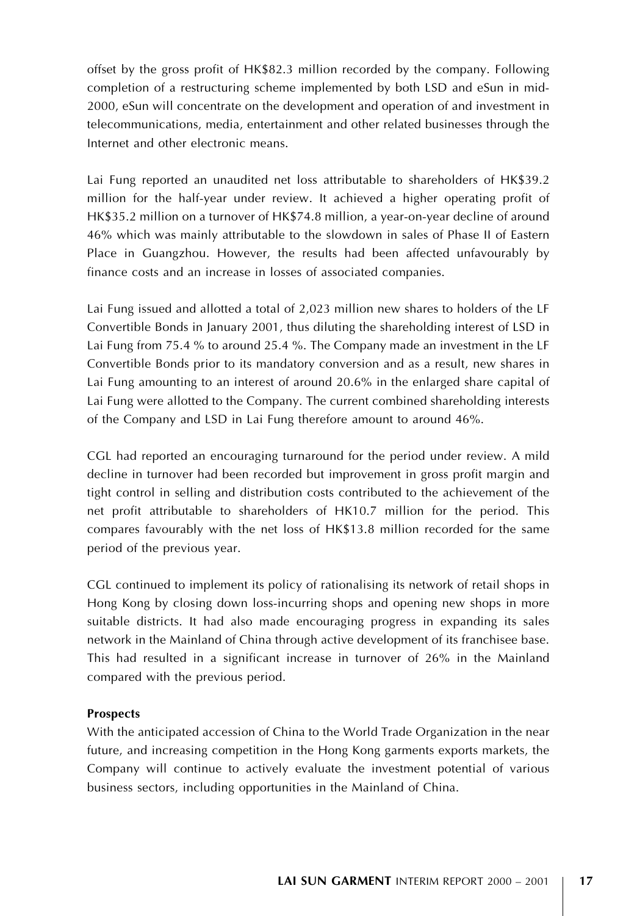offset by the gross profit of HK$82.3 million recorded by the company. Following completion of a restructuring scheme implemented by both LSD and eSun in mid-2000, eSun will concentrate on the development and operation of and investment in telecommunications, media, entertainment and other related businesses through the Internet and other electronic means.

Lai Fung reported an unaudited net loss attributable to shareholders of HK$39.2 million for the half-year under review. It achieved a higher operating profit of HK$35.2 million on a turnover of HK$74.8 million, a year-on-year decline of around 46% which was mainly attributable to the slowdown in sales of Phase II of Eastern Place in Guangzhou. However, the results had been affected unfavourably by finance costs and an increase in losses of associated companies.

Lai Fung issued and allotted a total of 2,023 million new shares to holders of the LF Convertible Bonds in January 2001, thus diluting the shareholding interest of LSD in Lai Fung from 75.4 % to around 25.4 %. The Company made an investment in the LF Convertible Bonds prior to its mandatory conversion and as a result, new shares in Lai Fung amounting to an interest of around 20.6% in the enlarged share capital of Lai Fung were allotted to the Company. The current combined shareholding interests of the Company and LSD in Lai Fung therefore amount to around 46%.

CGL had reported an encouraging turnaround for the period under review. A mild decline in turnover had been recorded but improvement in gross profit margin and tight control in selling and distribution costs contributed to the achievement of the net profit attributable to shareholders of HK10.7 million for the period. This compares favourably with the net loss of HK$13.8 million recorded for the same period of the previous year.

CGL continued to implement its policy of rationalising its network of retail shops in Hong Kong by closing down loss-incurring shops and opening new shops in more suitable districts. It had also made encouraging progress in expanding its sales network in the Mainland of China through active development of its franchisee base. This had resulted in a significant increase in turnover of 26% in the Mainland compared with the previous period.

**Prospects**

With the anticipated accession of China to the World Trade Organization in the near future, and increasing competition in the Hong Kong garments exports markets, the Company will continue to actively evaluate the investment potential of various business sectors, including opportunities in the Mainland of China.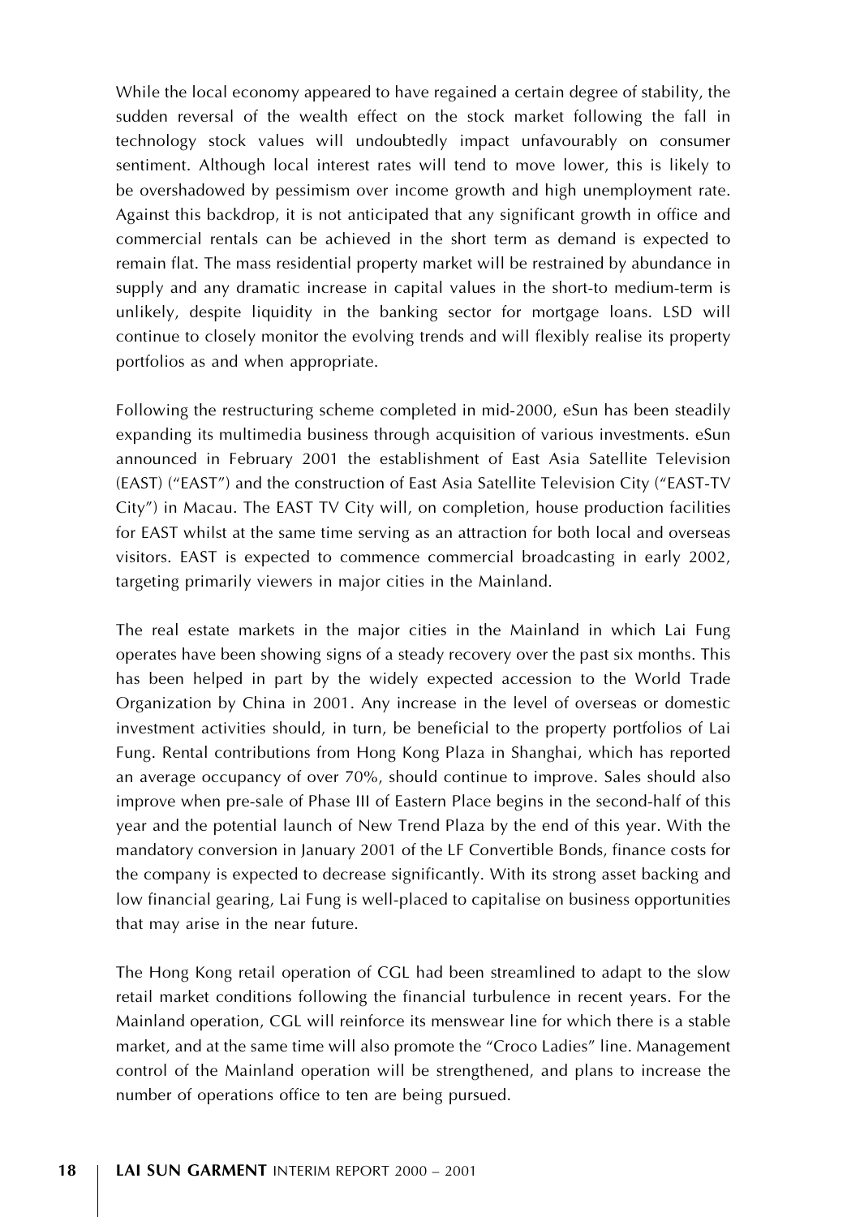While the local economy appeared to have regained a certain degree of stability, the sudden reversal of the wealth effect on the stock market following the fall in technology stock values will undoubtedly impact unfavourably on consumer sentiment. Although local interest rates will tend to move lower, this is likely to be overshadowed by pessimism over income growth and high unemployment rate. Against this backdrop, it is not anticipated that any significant growth in office and commercial rentals can be achieved in the short term as demand is expected to remain flat. The mass residential property market will be restrained by abundance in supply and any dramatic increase in capital values in the short-to medium-term is unlikely, despite liquidity in the banking sector for mortgage loans. LSD will continue to closely monitor the evolving trends and will flexibly realise its property portfolios as and when appropriate.

Following the restructuring scheme completed in mid-2000, eSun has been steadily expanding its multimedia business through acquisition of various investments. eSun announced in February 2001 the establishment of East Asia Satellite Television (EAST) ("EAST") and the construction of East Asia Satellite Television City ("EAST-TV City") in Macau. The EAST TV City will, on completion, house production facilities for EAST whilst at the same time serving as an attraction for both local and overseas visitors. EAST is expected to commence commercial broadcasting in early 2002, targeting primarily viewers in major cities in the Mainland.

The real estate markets in the major cities in the Mainland in which Lai Fung operates have been showing signs of a steady recovery over the past six months. This has been helped in part by the widely expected accession to the World Trade Organization by China in 2001. Any increase in the level of overseas or domestic investment activities should, in turn, be beneficial to the property portfolios of Lai Fung. Rental contributions from Hong Kong Plaza in Shanghai, which has reported an average occupancy of over 70%, should continue to improve. Sales should also improve when pre-sale of Phase III of Eastern Place begins in the second-half of this year and the potential launch of New Trend Plaza by the end of this year. With the mandatory conversion in January 2001 of the LF Convertible Bonds, finance costs for the company is expected to decrease significantly. With its strong asset backing and low financial gearing, Lai Fung is well-placed to capitalise on business opportunities that may arise in the near future.

The Hong Kong retail operation of CGL had been streamlined to adapt to the slow retail market conditions following the financial turbulence in recent years. For the Mainland operation, CGL will reinforce its menswear line for which there is a stable market, and at the same time will also promote the "Croco Ladies" line. Management control of the Mainland operation will be strengthened, and plans to increase the number of operations office to ten are being pursued.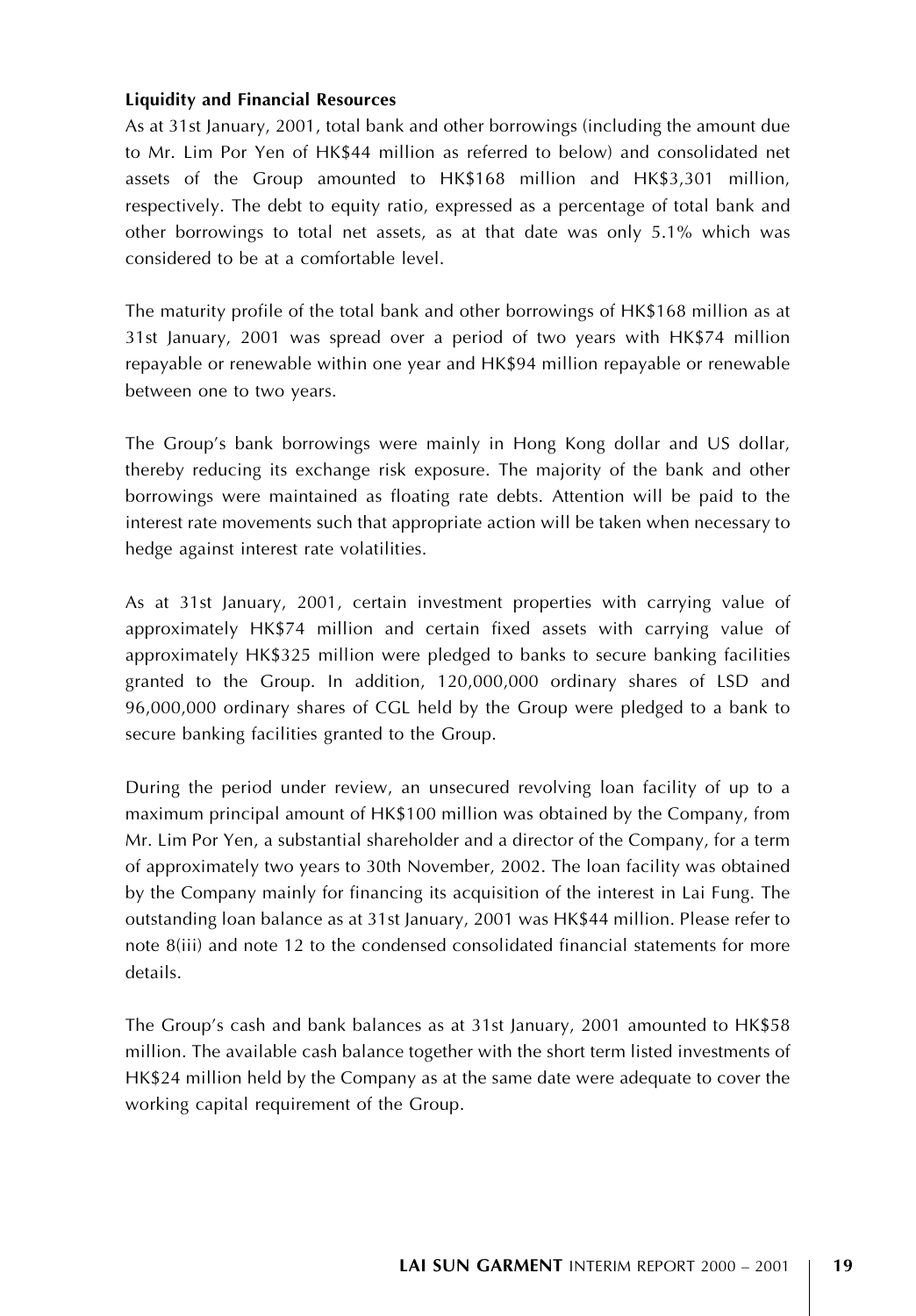**Liquidity and Financial Resources**

As at 31st January, 2001, total bank and other borrowings (including the amount due to Mr. Lim Por Yen of HK$44 million as referred to below) and consolidated net assets of the Group amounted to HK$168 million and HK$3,301 million, respectively. The debt to equity ratio, expressed as a percentage of total bank and other borrowings to total net assets, as at that date was only 5.1% which was considered to be at a comfortable level.

The maturity profile of the total bank and other borrowings of HK$168 million as at 31st January, 2001 was spread over a period of two years with HK$74 million repayable or renewable within one year and HK$94 million repayable or renewable between one to two years.

The Group's bank borrowings were mainly in Hong Kong dollar and US dollar, thereby reducing its exchange risk exposure. The majority of the bank and other borrowings were maintained as floating rate debts. Attention will be paid to the interest rate movements such that appropriate action will be taken when necessary to hedge against interest rate volatilities.

As at 31st January, 2001, certain investment properties with carrying value of approximately HK$74 million and certain fixed assets with carrying value of approximately HK$325 million were pledged to banks to secure banking facilities granted to the Group. In addition, 120,000,000 ordinary shares of LSD and 96,000,000 ordinary shares of CGL held by the Group were pledged to a bank to secure banking facilities granted to the Group.

During the period under review, an unsecured revolving loan facility of up to a maximum principal amount of HK$100 million was obtained by the Company, from Mr. Lim Por Yen, a substantial shareholder and a director of the Company, for a term of approximately two years to 30th November, 2002. The loan facility was obtained by the Company mainly for financing its acquisition of the interest in Lai Fung. The outstanding loan balance as at 31st January, 2001 was HK$44 million. Please refer to note 8(iii) and note 12 to the condensed consolidated financial statements for more details.

The Group's cash and bank balances as at 31st January, 2001 amounted to HK$58 million. The available cash balance together with the short term listed investments of HK$24 million held by the Company as at the same date were adequate to cover the working capital requirement of the Group.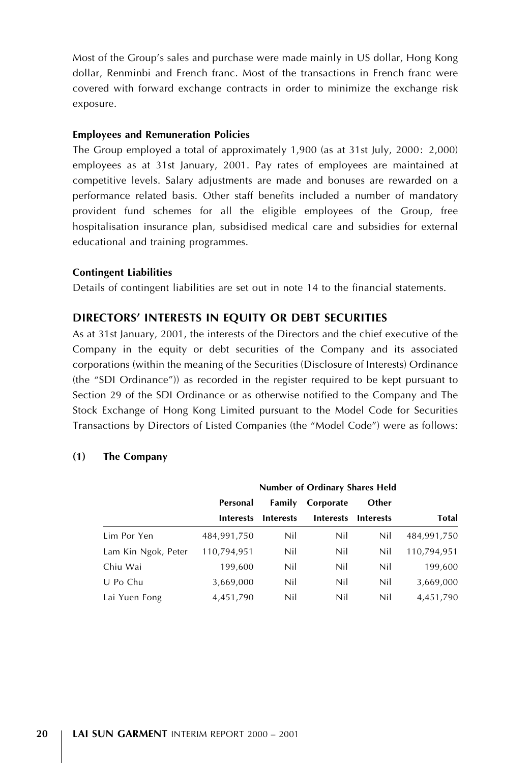Most of the Group's sales and purchase were made mainly in US dollar, Hong Kong dollar, Renminbi and French franc. Most of the transactions in French franc were covered with forward exchange contracts in order to minimize the exchange risk exposure.

**Employees and Remuneration Policies**

The Group employed a total of approximately 1,900 (as at 31st July, 2000: 2,000) employees as at 31st January, 2001. Pay rates of employees are maintained at competitive levels. Salary adjustments are made and bonuses are rewarded on a performance related basis. Other staff benefits included a number of mandatory provident fund schemes for all the eligible employees of the Group, free hospitalisation insurance plan, subsidised medical care and subsidies for external educational and training programmes.

**Contingent Liabilities**

Details of contingent liabilities are set out in note 14 to the financial statements.

## DIRECTORS' INTERESTS IN EQUITY OR DEBT SECURITIES

As at 31st January, 2001, the interests of the Directors and the chief executive of the Company in the equity or debt securities of the Company and its associated corporations (within the meaning of the Securities (Disclosure of Interests) Ordinance (the "SDI Ordinance")) as recorded in the register required to be kept pursuant to Section 29 of the SDI Ordinance or as otherwise notified to the Company and The Stock Exchange of Hong Kong Limited pursuant to the Model Code for Securities Transactions by Directors of Listed Companies (the "Model Code") were as follows:

**(1) The Company**

| | Number of Ordinary Shares Held | | | | |
|---|---|---|---|---|---|
| | Personal Interests | Family Interests | Corporate Interests | Other Interests | Total |
| Lim Por Yen | 484,991,750 | Nil | Nil | Nil | 484,991,750 |
| Lam Kin Ngok, Peter | 110,794,951 | Nil | Nil | Nil | 110,794,951 |
| Chiu Wai | 199,600 | Nil | Nil | Nil | 199,600 |
| U Po Chu | 3,669,000 | Nil | Nil | Nil | 3,669,000 |
| Lai Yuen Fong | 4,451,790 | Nil | Nil | Nil | 4,451,790 |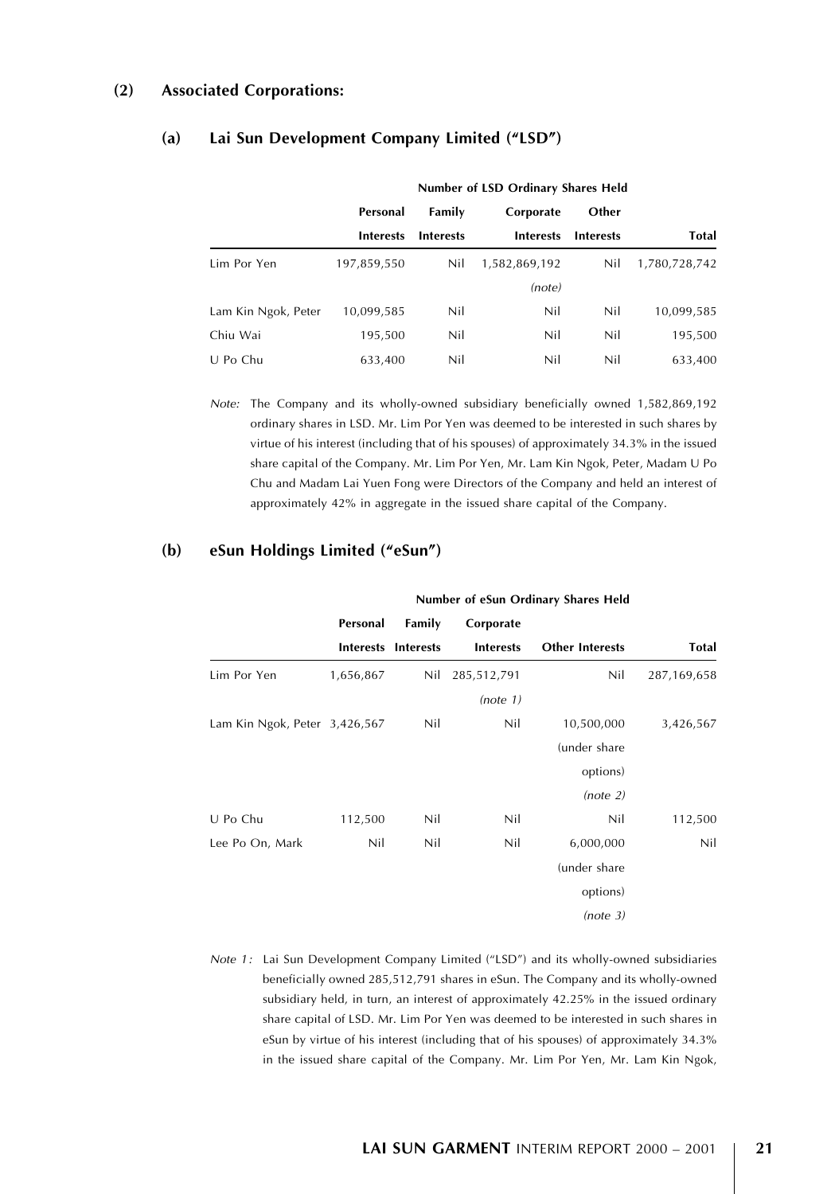## (2) Associated Corporations:

### (a) Lai Sun Development Company Limited ("LSD")

| | Number of LSD Ordinary Shares Held | | | | |
|---|---|---|---|---|---|
| | Personal Interests | Family Interests | Corporate Interests | Other Interests | Total |
| Lim Por Yen | 197,859,550 | Nil | 1,582,869,192 *(note)* | Nil | 1,780,728,742 |
| Lam Kin Ngok, Peter | 10,099,585 | Nil | Nil | Nil | 10,099,585 |
| Chiu Wai | 195,500 | Nil | Nil | Nil | 195,500 |
| U Po Chu | 633,400 | Nil | Nil | Nil | 633,400 |

*Note:* The Company and its wholly-owned subsidiary beneficially owned 1,582,869,192 ordinary shares in LSD. Mr. Lim Por Yen was deemed to be interested in such shares by virtue of his interest (including that of his spouses) of approximately 34.3% in the issued share capital of the Company. Mr. Lim Por Yen, Mr. Lam Kin Ngok, Peter, Madam U Po Chu and Madam Lai Yuen Fong were Directors of the Company and held an interest of approximately 42% in aggregate in the issued share capital of the Company.

### (b) eSun Holdings Limited ("eSun")

| | Number of eSun Ordinary Shares Held | | | | |
|---|---|---|---|---|---|
| | Personal Interests | Family Interests | Corporate Interests | Other Interests | Total |
| Lim Por Yen | 1,656,867 | Nil | 285,512,791 *(note 1)* | Nil | 287,169,658 |
| Lam Kin Ngok, Peter | 3,426,567 | Nil | Nil | 10,500,000 (under share options) *(note 2)* | 3,426,567 |
| U Po Chu | 112,500 | Nil | Nil | Nil | 112,500 |
| Lee Po On, Mark | Nil | Nil | Nil | 6,000,000 (under share options) *(note 3)* | Nil |

*Note 1:* Lai Sun Development Company Limited ("LSD") and its wholly-owned subsidiaries beneficially owned 285,512,791 shares in eSun. The Company and its wholly-owned subsidiary held, in turn, an interest of approximately 42.25% in the issued ordinary share capital of LSD. Mr. Lim Por Yen was deemed to be interested in such shares in eSun by virtue of his interest (including that of his spouses) of approximately 34.3% in the issued share capital of the Company. Mr. Lim Por Yen, Mr. Lam Kin Ngok,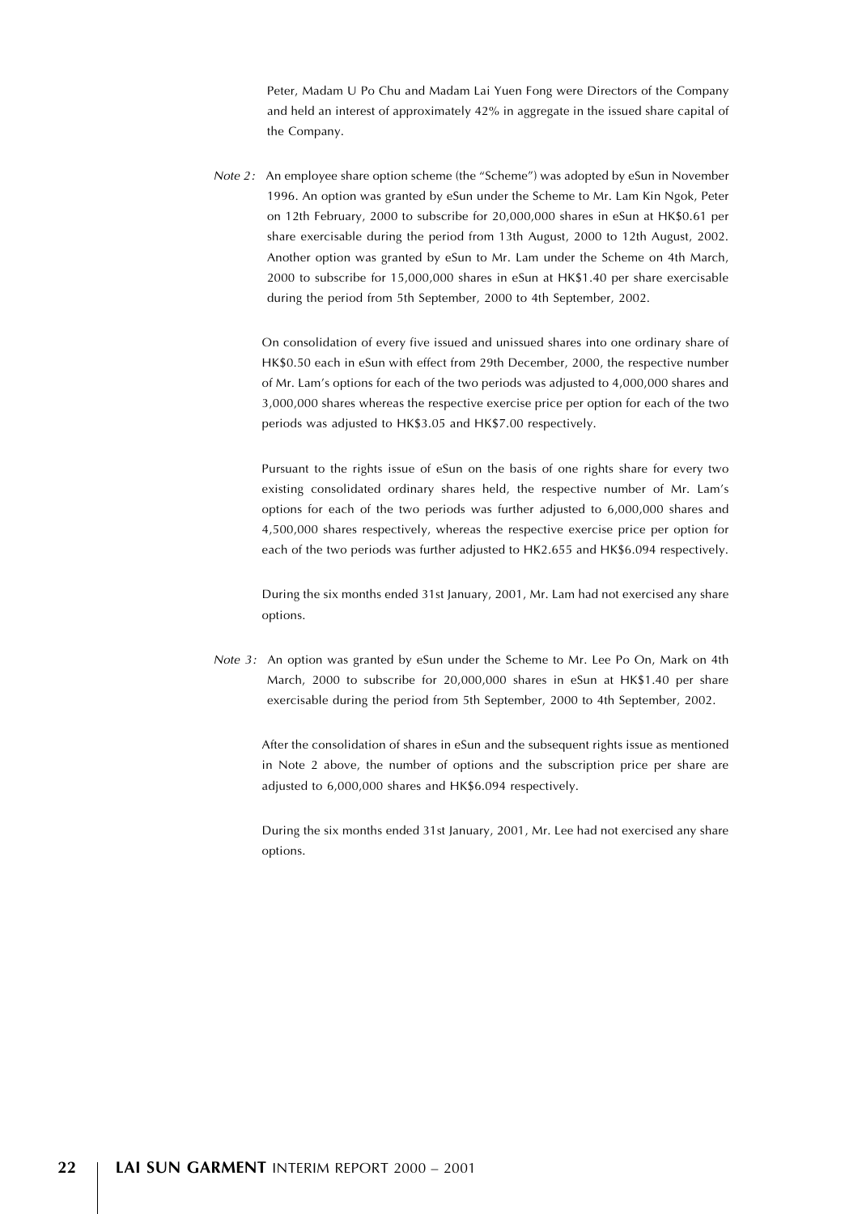Peter, Madam U Po Chu and Madam Lai Yuen Fong were Directors of the Company and held an interest of approximately 42% in aggregate in the issued share capital of the Company.

*Note 2:* An employee share option scheme (the "Scheme") was adopted by eSun in November 1996. An option was granted by eSun under the Scheme to Mr. Lam Kin Ngok, Peter on 12th February, 2000 to subscribe for 20,000,000 shares in eSun at HK$0.61 per share exercisable during the period from 13th August, 2000 to 12th August, 2002. Another option was granted by eSun to Mr. Lam under the Scheme on 4th March, 2000 to subscribe for 15,000,000 shares in eSun at HK$1.40 per share exercisable during the period from 5th September, 2000 to 4th September, 2002.

On consolidation of every five issued and unissued shares into one ordinary share of HK$0.50 each in eSun with effect from 29th December, 2000, the respective number of Mr. Lam's options for each of the two periods was adjusted to 4,000,000 shares and 3,000,000 shares whereas the respective exercise price per option for each of the two periods was adjusted to HK$3.05 and HK$7.00 respectively.

Pursuant to the rights issue of eSun on the basis of one rights share for every two existing consolidated ordinary shares held, the respective number of Mr. Lam's options for each of the two periods was further adjusted to 6,000,000 shares and 4,500,000 shares respectively, whereas the respective exercise price per option for each of the two periods was further adjusted to HK2.655 and HK$6.094 respectively.

During the six months ended 31st January, 2001, Mr. Lam had not exercised any share options.

*Note 3:* An option was granted by eSun under the Scheme to Mr. Lee Po On, Mark on 4th March, 2000 to subscribe for 20,000,000 shares in eSun at HK$1.40 per share exercisable during the period from 5th September, 2000 to 4th September, 2002.

After the consolidation of shares in eSun and the subsequent rights issue as mentioned in Note 2 above, the number of options and the subscription price per share are adjusted to 6,000,000 shares and HK$6.094 respectively.

During the six months ended 31st January, 2001, Mr. Lee had not exercised any share options.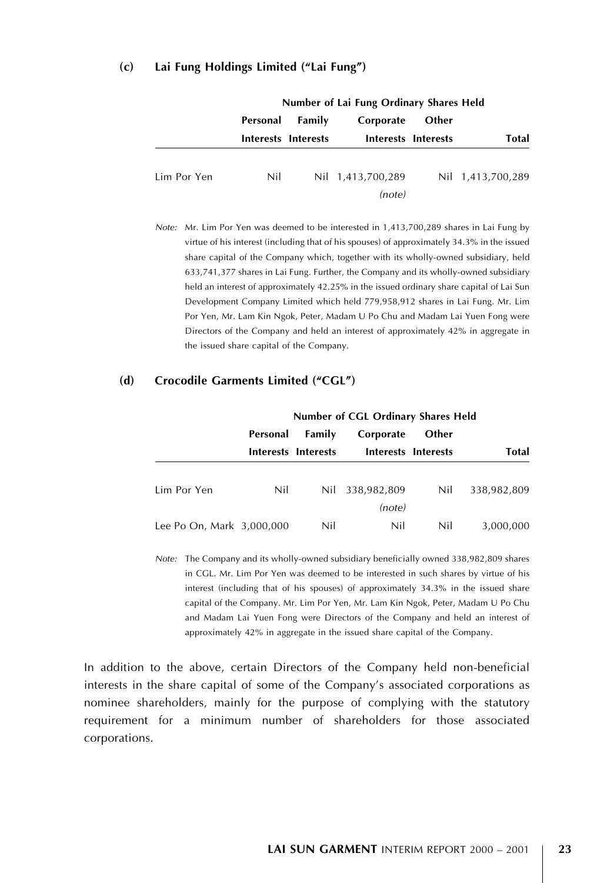### (c) Lai Fung Holdings Limited ("Lai Fung")

| | Number of Lai Fung Ordinary Shares Held | | | | |
|---|---|---|---|---|---|
| | Personal Interests | Family Interests | Corporate Interests | Other Interests | Total |
| Lim Por Yen | Nil | Nil | 1,413,700,289 *(note)* | Nil | 1,413,700,289 |

*Note:* Mr. Lim Por Yen was deemed to be interested in 1,413,700,289 shares in Lai Fung by virtue of his interest (including that of his spouses) of approximately 34.3% in the issued share capital of the Company which, together with its wholly-owned subsidiary, held 633,741,377 shares in Lai Fung. Further, the Company and its wholly-owned subsidiary held an interest of approximately 42.25% in the issued ordinary share capital of Lai Sun Development Company Limited which held 779,958,912 shares in Lai Fung. Mr. Lim Por Yen, Mr. Lam Kin Ngok, Peter, Madam U Po Chu and Madam Lai Yuen Fong were Directors of the Company and held an interest of approximately 42% in aggregate in the issued share capital of the Company.

### (d) Crocodile Garments Limited ("CGL")

| | Number of CGL Ordinary Shares Held | | | | |
|---|---|---|---|---|---|
| | Personal Interests | Family Interests | Corporate Interests | Other Interests | Total |
| Lim Por Yen | Nil | Nil | 338,982,809 *(note)* | Nil | 338,982,809 |
| Lee Po On, Mark | 3,000,000 | Nil | Nil | Nil | 3,000,000 |

*Note:* The Company and its wholly-owned subsidiary beneficially owned 338,982,809 shares in CGL. Mr. Lim Por Yen was deemed to be interested in such shares by virtue of his interest (including that of his spouses) of approximately 34.3% in the issued share capital of the Company. Mr. Lim Por Yen, Mr. Lam Kin Ngok, Peter, Madam U Po Chu and Madam Lai Yuen Fong were Directors of the Company and held an interest of approximately 42% in aggregate in the issued share capital of the Company.

In addition to the above, certain Directors of the Company held non-beneficial interests in the share capital of some of the Company's associated corporations as nominee shareholders, mainly for the purpose of complying with the statutory requirement for a minimum number of shareholders for those associated corporations.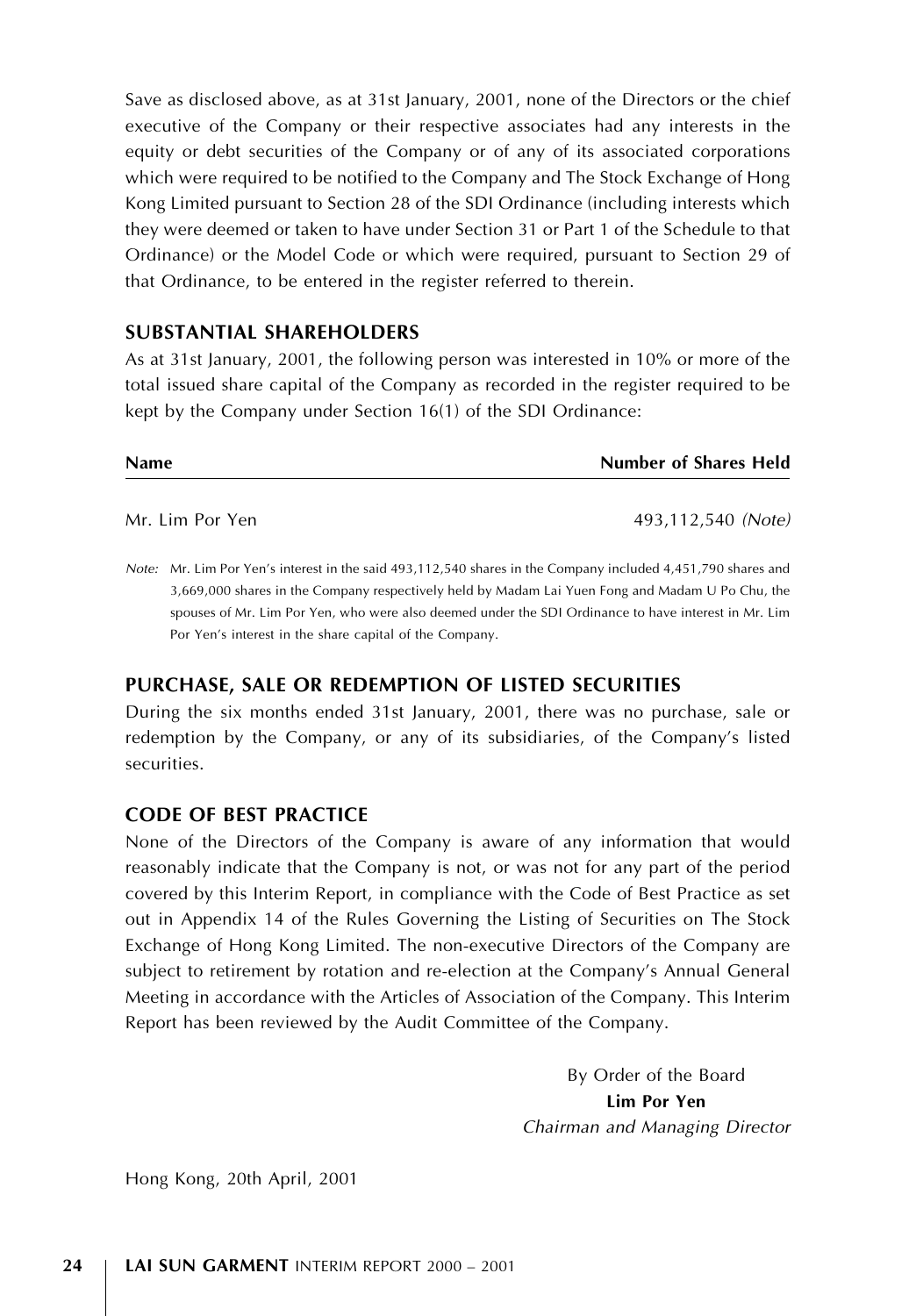Save as disclosed above, as at 31st January, 2001, none of the Directors or the chief executive of the Company or their respective associates had any interests in the equity or debt securities of the Company or of any of its associated corporations which were required to be notified to the Company and The Stock Exchange of Hong Kong Limited pursuant to Section 28 of the SDI Ordinance (including interests which they were deemed or taken to have under Section 31 or Part 1 of the Schedule to that Ordinance) or the Model Code or which were required, pursuant to Section 29 of that Ordinance, to be entered in the register referred to therein.

## SUBSTANTIAL SHAREHOLDERS

As at 31st January, 2001, the following person was interested in 10% or more of the total issued share capital of the Company as recorded in the register required to be kept by the Company under Section 16(1) of the SDI Ordinance:

| Name | Number of Shares Held |
|---|---|
| Mr. Lim Por Yen | 493,112,540 *(Note)* |

*Note:* Mr. Lim Por Yen's interest in the said 493,112,540 shares in the Company included 4,451,790 shares and 3,669,000 shares in the Company respectively held by Madam Lai Yuen Fong and Madam U Po Chu, the spouses of Mr. Lim Por Yen, who were also deemed under the SDI Ordinance to have interest in Mr. Lim Por Yen's interest in the share capital of the Company.

## PURCHASE, SALE OR REDEMPTION OF LISTED SECURITIES

During the six months ended 31st January, 2001, there was no purchase, sale or redemption by the Company, or any of its subsidiaries, of the Company's listed securities.

## CODE OF BEST PRACTICE

None of the Directors of the Company is aware of any information that would reasonably indicate that the Company is not, or was not for any part of the period covered by this Interim Report, in compliance with the Code of Best Practice as set out in Appendix 14 of the Rules Governing the Listing of Securities on The Stock Exchange of Hong Kong Limited. The non-executive Directors of the Company are subject to retirement by rotation and re-election at the Company's Annual General Meeting in accordance with the Articles of Association of the Company. This Interim Report has been reviewed by the Audit Committee of the Company.

By Order of the Board
**Lim Por Yen**
*Chairman and Managing Director*

Hong Kong, 20th April, 2001